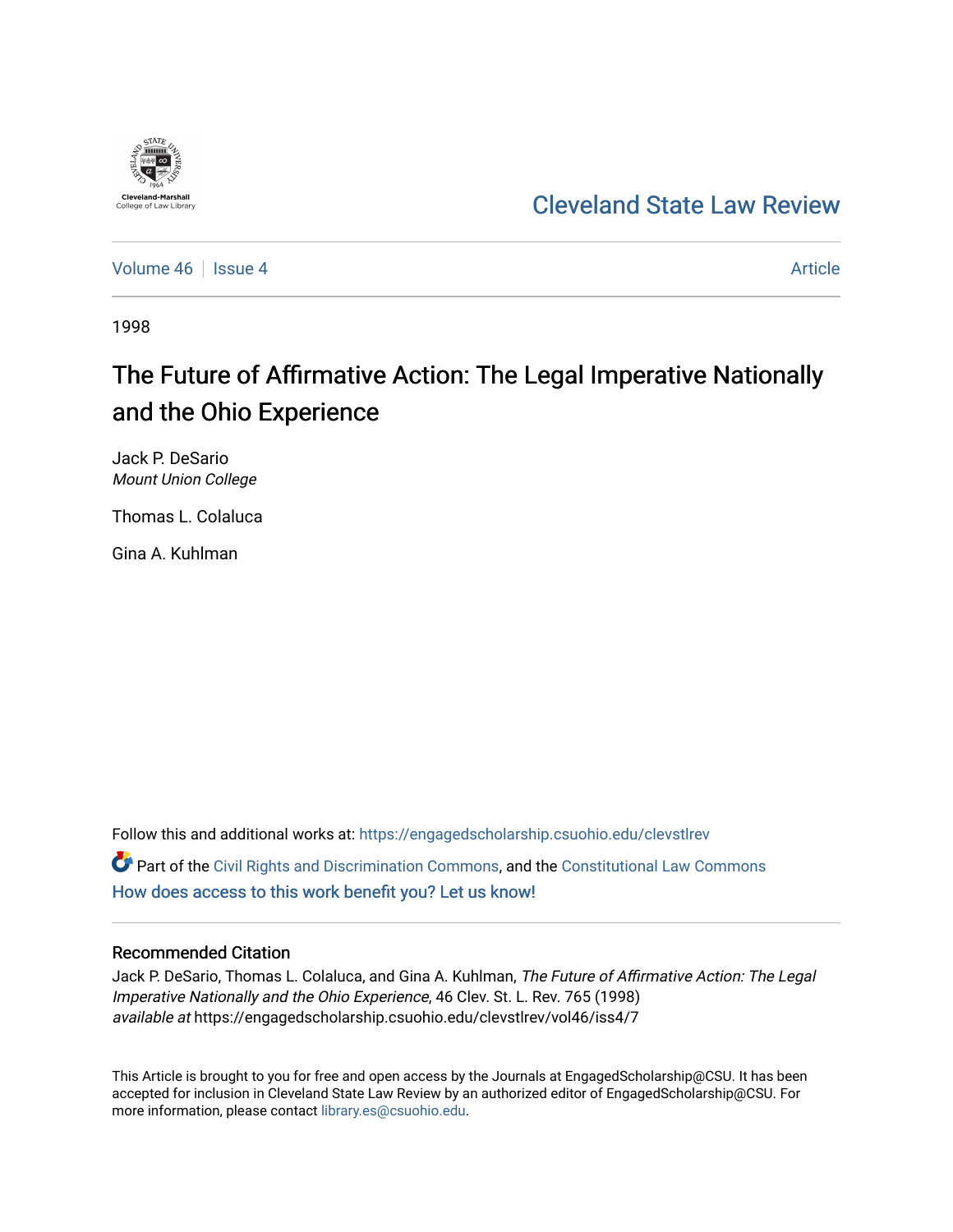Cleveland State Law Review

Volume 46 | Issue 4 | Article

1998

# The Future of Affirmative Action: The Legal Imperative Nationally and the Ohio Experience

Jack P. DeSario
*Mount Union College*

Thomas L. Colaluca

Gina A. Kuhlman

Follow this and additional works at: https://engagedscholarship.csuohio.edu/clevstlrev

Part of the Civil Rights and Discrimination Commons, and the Constitutional Law Commons

How does access to this work benefit you? Let us know!

## Recommended Citation

Jack P. DeSario, Thomas L. Colaluca, and Gina A. Kuhlman, *The Future of Affirmative Action: The Legal Imperative Nationally and the Ohio Experience*, 46 Clev. St. L. Rev. 765 (1998)
*available at* https://engagedscholarship.csuohio.edu/clevstlrev/vol46/iss4/7

This Article is brought to you for free and open access by the Journals at EngagedScholarship@CSU. It has been accepted for inclusion in Cleveland State Law Review by an authorized editor of EngagedScholarship@CSU. For more information, please contact library.es@csuohio.edu.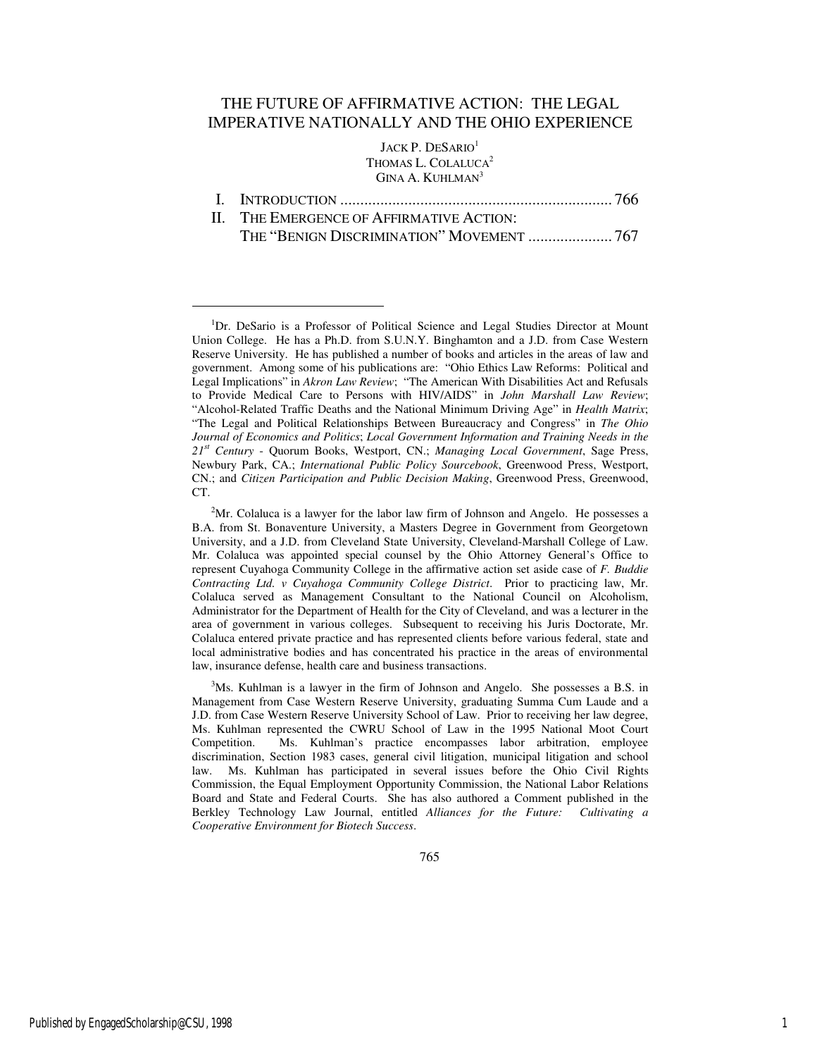# THE FUTURE OF AFFIRMATIVE ACTION: THE LEGAL IMPERATIVE NATIONALLY AND THE OHIO EXPERIENCE

JACK P. DESARIO[1]
THOMAS L. COLALUCA[2]
GINA A. KUHLMAN[3]

I. INTRODUCTION .................................................................. 766
II. THE EMERGENCE OF AFFIRMATIVE ACTION: THE "BENIGN DISCRIMINATION" MOVEMENT ..................... 767

---

[1]Dr. DeSario is a Professor of Political Science and Legal Studies Director at Mount Union College. He has a Ph.D. from S.U.N.Y. Binghamton and a J.D. from Case Western Reserve University. He has published a number of books and articles in the areas of law and government. Among some of his publications are: "Ohio Ethics Law Reforms: Political and Legal Implications" in *Akron Law Review*; "The American With Disabilities Act and Refusals to Provide Medical Care to Persons with HIV/AIDS" in *John Marshall Law Review*; "Alcohol-Related Traffic Deaths and the National Minimum Driving Age" in *Health Matrix*; "The Legal and Political Relationships Between Bureaucracy and Congress" in *The Ohio Journal of Economics and Politics*; *Local Government Information and Training Needs in the 21st Century* - Quorum Books, Westport, CN.; *Managing Local Government*, Sage Press, Newbury Park, CA.; *International Public Policy Sourcebook*, Greenwood Press, Westport, CN.; and *Citizen Participation and Public Decision Making*, Greenwood Press, Greenwood, CT.

[2]Mr. Colaluca is a lawyer for the labor law firm of Johnson and Angelo. He possesses a B.A. from St. Bonaventure University, a Masters Degree in Government from Georgetown University, and a J.D. from Cleveland State University, Cleveland-Marshall College of Law. Mr. Colaluca was appointed special counsel by the Ohio Attorney General's Office to represent Cuyahoga Community College in the affirmative action set aside case of *F. Buddie Contracting Ltd. v Cuyahoga Community College District*. Prior to practicing law, Mr. Colaluca served as Management Consultant to the National Council on Alcoholism, Administrator for the Department of Health for the City of Cleveland, and was a lecturer in the area of government in various colleges. Subsequent to receiving his Juris Doctorate, Mr. Colaluca entered private practice and has represented clients before various federal, state and local administrative bodies and has concentrated his practice in the areas of environmental law, insurance defense, health care and business transactions.

[3]Ms. Kuhlman is a lawyer in the firm of Johnson and Angelo. She possesses a B.S. in Management from Case Western Reserve University, graduating Summa Cum Laude and a J.D. from Case Western Reserve University School of Law. Prior to receiving her law degree, Ms. Kuhlman represented the CWRU School of Law in the 1995 National Moot Court Competition. Ms. Kuhlman's practice encompasses labor arbitration, employee discrimination, Section 1983 cases, general civil litigation, municipal litigation and school law. Ms. Kuhlman has participated in several issues before the Ohio Civil Rights Commission, the Equal Employment Opportunity Commission, the National Labor Relations Board and State and Federal Courts. She has also authored a Comment published in the Berkley Technology Law Journal, entitled *Alliances for the Future: Cultivating a Cooperative Environment for Biotech Success*.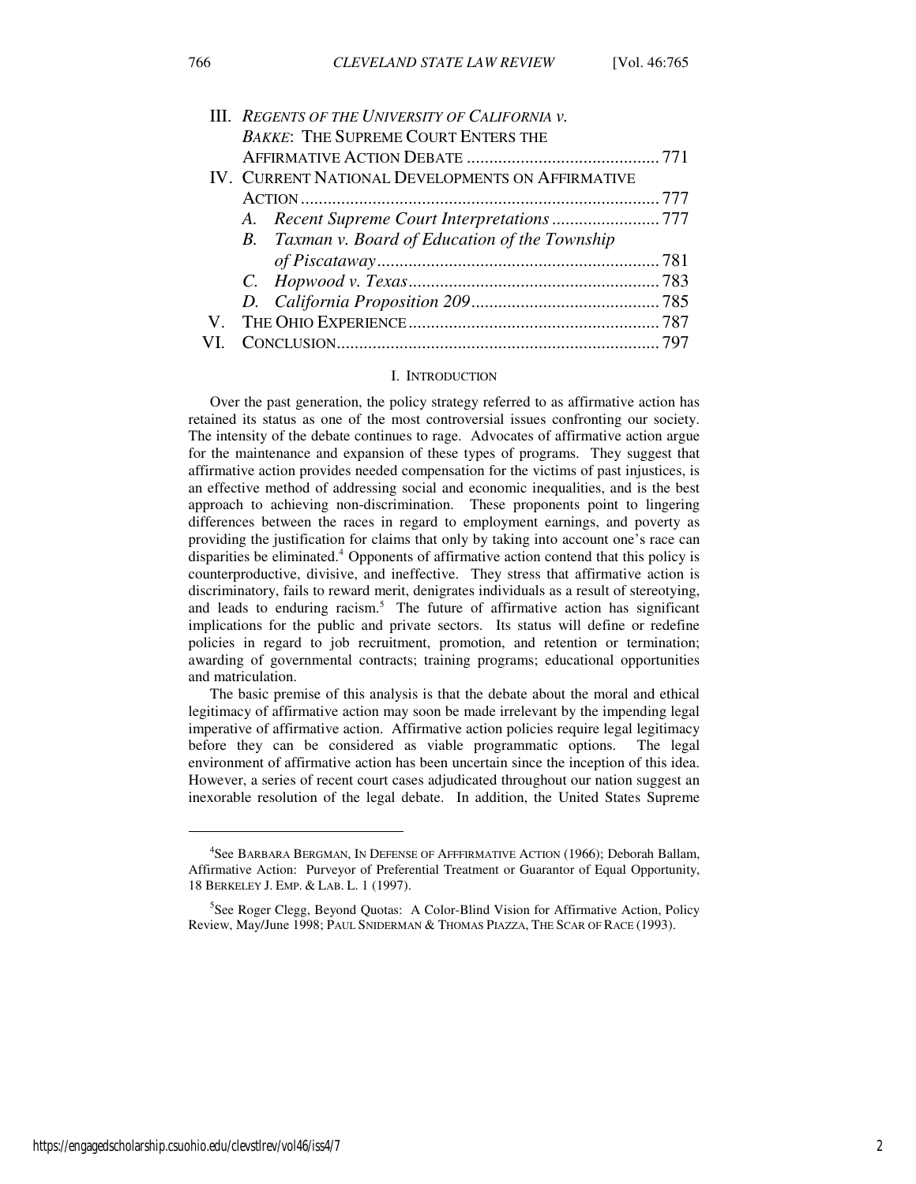| | | |
|---|---|---|
| III. | *REGENTS OF THE UNIVERSITY OF CALIFORNIA v. BAKKE*: THE SUPREME COURT ENTERS THE AFFIRMATIVE ACTION DEBATE | 771 |
| IV. | CURRENT NATIONAL DEVELOPMENTS ON AFFIRMATIVE ACTION | 777 |
| | A. *Recent Supreme Court Interpretations* | 777 |
| | B. *Taxman v. Board of Education of the Township of Piscataway* | 781 |
| | C. *Hopwood v. Texas* | 783 |
| | D. *California Proposition 209* | 785 |
| V. | THE OHIO EXPERIENCE | 787 |
| VI. | CONCLUSION | 797 |

## I. INTRODUCTION

Over the past generation, the policy strategy referred to as affirmative action has retained its status as one of the most controversial issues confronting our society. The intensity of the debate continues to rage. Advocates of affirmative action argue for the maintenance and expansion of these types of programs. They suggest that affirmative action provides needed compensation for the victims of past injustices, is an effective method of addressing social and economic inequalities, and is the best approach to achieving non-discrimination. These proponents point to lingering differences between the races in regard to employment earnings, and poverty as providing the justification for claims that only by taking into account one's race can disparities be eliminated.[4] Opponents of affirmative action contend that this policy is counterproductive, divisive, and ineffective. They stress that affirmative action is discriminatory, fails to reward merit, denigrates individuals as a result of stereotying, and leads to enduring racism.[5] The future of affirmative action has significant implications for the public and private sectors. Its status will define or redefine policies in regard to job recruitment, promotion, and retention or termination; awarding of governmental contracts; training programs; educational opportunities and matriculation.

The basic premise of this analysis is that the debate about the moral and ethical legitimacy of affirmative action may soon be made irrelevant by the impending legal imperative of affirmative action. Affirmative action policies require legal legitimacy before they can be considered as viable programmatic options. The legal environment of affirmative action has been uncertain since the inception of this idea. However, a series of recent court cases adjudicated throughout our nation suggest an inexorable resolution of the legal debate. In addition, the United States Supreme

---

[4]See BARBARA BERGMAN, IN DEFENSE OF AFFFIRMATIVE ACTION (1966); Deborah Ballam, Affirmative Action: Purveyor of Preferential Treatment or Guarantor of Equal Opportunity, 18 BERKELEY J. EMP. & LAB. L. 1 (1997).

[5]See Roger Clegg, Beyond Quotas: A Color-Blind Vision for Affirmative Action, Policy Review, May/June 1998; PAUL SNIDERMAN & THOMAS PIAZZA, THE SCAR OF RACE (1993).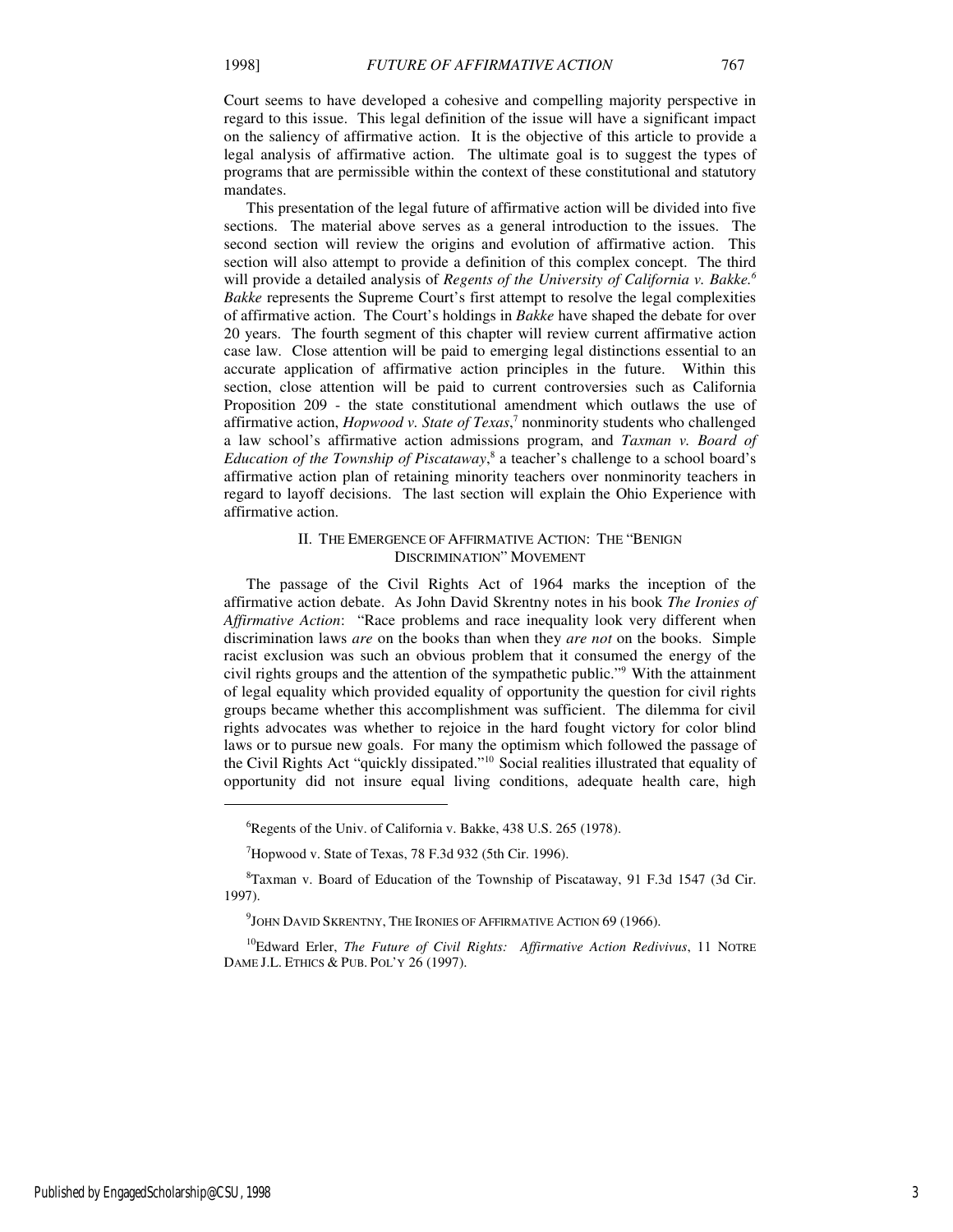Court seems to have developed a cohesive and compelling majority perspective in regard to this issue. This legal definition of the issue will have a significant impact on the saliency of affirmative action. It is the objective of this article to provide a legal analysis of affirmative action. The ultimate goal is to suggest the types of programs that are permissible within the context of these constitutional and statutory mandates.

This presentation of the legal future of affirmative action will be divided into five sections. The material above serves as a general introduction to the issues. The second section will review the origins and evolution of affirmative action. This section will also attempt to provide a definition of this complex concept. The third will provide a detailed analysis of *Regents of the University of California v. Bakke.*[6] *Bakke* represents the Supreme Court's first attempt to resolve the legal complexities of affirmative action. The Court's holdings in *Bakke* have shaped the debate for over 20 years. The fourth segment of this chapter will review current affirmative action case law. Close attention will be paid to emerging legal distinctions essential to an accurate application of affirmative action principles in the future. Within this section, close attention will be paid to current controversies such as California Proposition 209 - the state constitutional amendment which outlaws the use of affirmative action, *Hopwood v. State of Texas*,[7] nonminority students who challenged a law school's affirmative action admissions program, and *Taxman v. Board of Education of the Township of Piscataway*,[8] a teacher's challenge to a school board's affirmative action plan of retaining minority teachers over nonminority teachers in regard to layoff decisions. The last section will explain the Ohio Experience with affirmative action.

## II. THE EMERGENCE OF AFFIRMATIVE ACTION: THE "BENIGN DISCRIMINATION" MOVEMENT

The passage of the Civil Rights Act of 1964 marks the inception of the affirmative action debate. As John David Skrentny notes in his book *The Ironies of Affirmative Action*: "Race problems and race inequality look very different when discrimination laws *are* on the books than when they *are not* on the books. Simple racist exclusion was such an obvious problem that it consumed the energy of the civil rights groups and the attention of the sympathetic public."[9] With the attainment of legal equality which provided equality of opportunity the question for civil rights groups became whether this accomplishment was sufficient. The dilemma for civil rights advocates was whether to rejoice in the hard fought victory for color blind laws or to pursue new goals. For many the optimism which followed the passage of the Civil Rights Act "quickly dissipated."[10] Social realities illustrated that equality of opportunity did not insure equal living conditions, adequate health care, high

---

[6] Regents of the Univ. of California v. Bakke, 438 U.S. 265 (1978).

[7] Hopwood v. State of Texas, 78 F.3d 932 (5th Cir. 1996).

[8] Taxman v. Board of Education of the Township of Piscataway, 91 F.3d 1547 (3d Cir. 1997).

[9] JOHN DAVID SKRENTNY, THE IRONIES OF AFFIRMATIVE ACTION 69 (1966).

[10] Edward Erler, *The Future of Civil Rights: Affirmative Action Redivivus*, 11 NOTRE DAME J.L. ETHICS & PUB. POL'Y 26 (1997).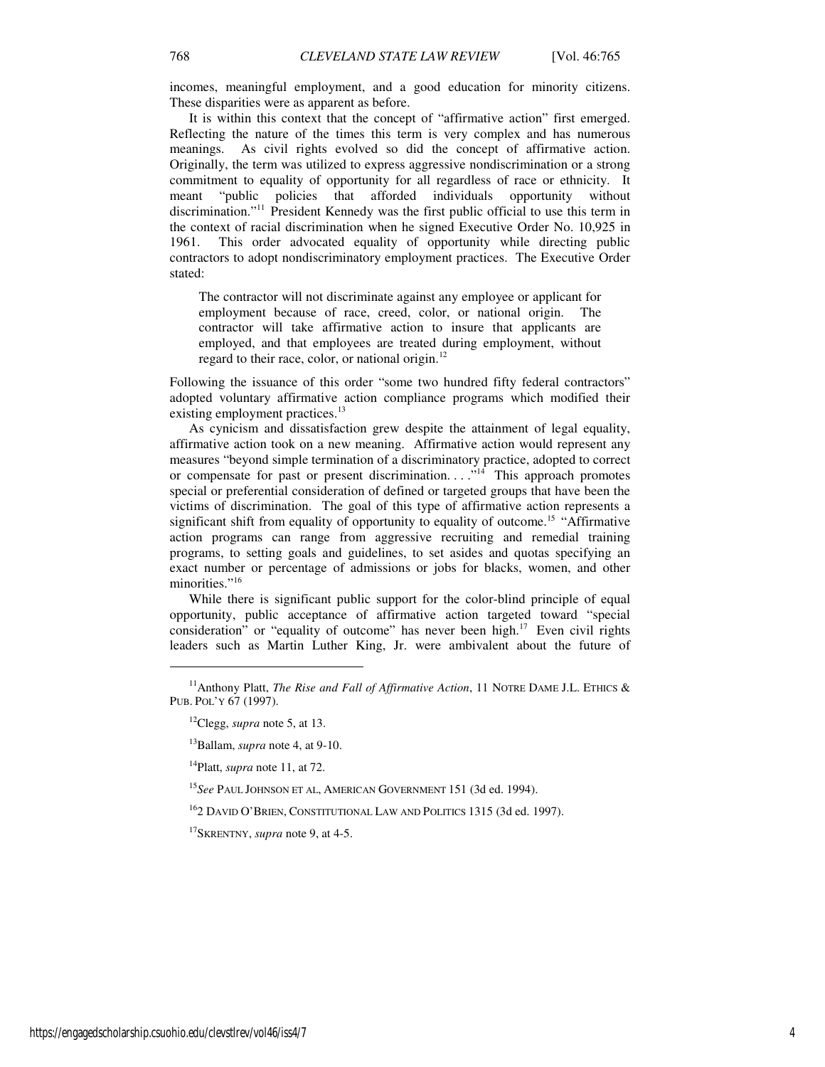incomes, meaningful employment, and a good education for minority citizens. These disparities were as apparent as before.

It is within this context that the concept of "affirmative action" first emerged. Reflecting the nature of the times this term is very complex and has numerous meanings. As civil rights evolved so did the concept of affirmative action. Originally, the term was utilized to express aggressive nondiscrimination or a strong commitment to equality of opportunity for all regardless of race or ethnicity. It meant "public policies that afforded individuals opportunity without discrimination."[11] President Kennedy was the first public official to use this term in the context of racial discrimination when he signed Executive Order No. 10,925 in 1961. This order advocated equality of opportunity while directing public contractors to adopt nondiscriminatory employment practices. The Executive Order stated:

> The contractor will not discriminate against any employee or applicant for employment because of race, creed, color, or national origin. The contractor will take affirmative action to insure that applicants are employed, and that employees are treated during employment, without regard to their race, color, or national origin.[12]

Following the issuance of this order "some two hundred fifty federal contractors" adopted voluntary affirmative action compliance programs which modified their existing employment practices.[13]

As cynicism and dissatisfaction grew despite the attainment of legal equality, affirmative action took on a new meaning. Affirmative action would represent any measures "beyond simple termination of a discriminatory practice, adopted to correct or compensate for past or present discrimination. . . ."[14] This approach promotes special or preferential consideration of defined or targeted groups that have been the victims of discrimination. The goal of this type of affirmative action represents a significant shift from equality of opportunity to equality of outcome.[15] "Affirmative action programs can range from aggressive recruiting and remedial training programs, to setting goals and guidelines, to set asides and quotas specifying an exact number or percentage of admissions or jobs for blacks, women, and other minorities."[16]

While there is significant public support for the color-blind principle of equal opportunity, public acceptance of affirmative action targeted toward "special consideration" or "equality of outcome" has never been high.[17] Even civil rights leaders such as Martin Luther King, Jr. were ambivalent about the future of

---

[11] Anthony Platt, *The Rise and Fall of Affirmative Action*, 11 NOTRE DAME J.L. ETHICS & PUB. POL'Y 67 (1997).

[12] Clegg, *supra* note 5, at 13.

[13] Ballam, *supra* note 4, at 9-10.

[14] Platt, *supra* note 11, at 72.

[15] *See* PAUL JOHNSON ET AL, AMERICAN GOVERNMENT 151 (3d ed. 1994).

[16] 2 DAVID O'BRIEN, CONSTITUTIONAL LAW AND POLITICS 1315 (3d ed. 1997).

[17] SKRENTNY, *supra* note 9, at 4-5.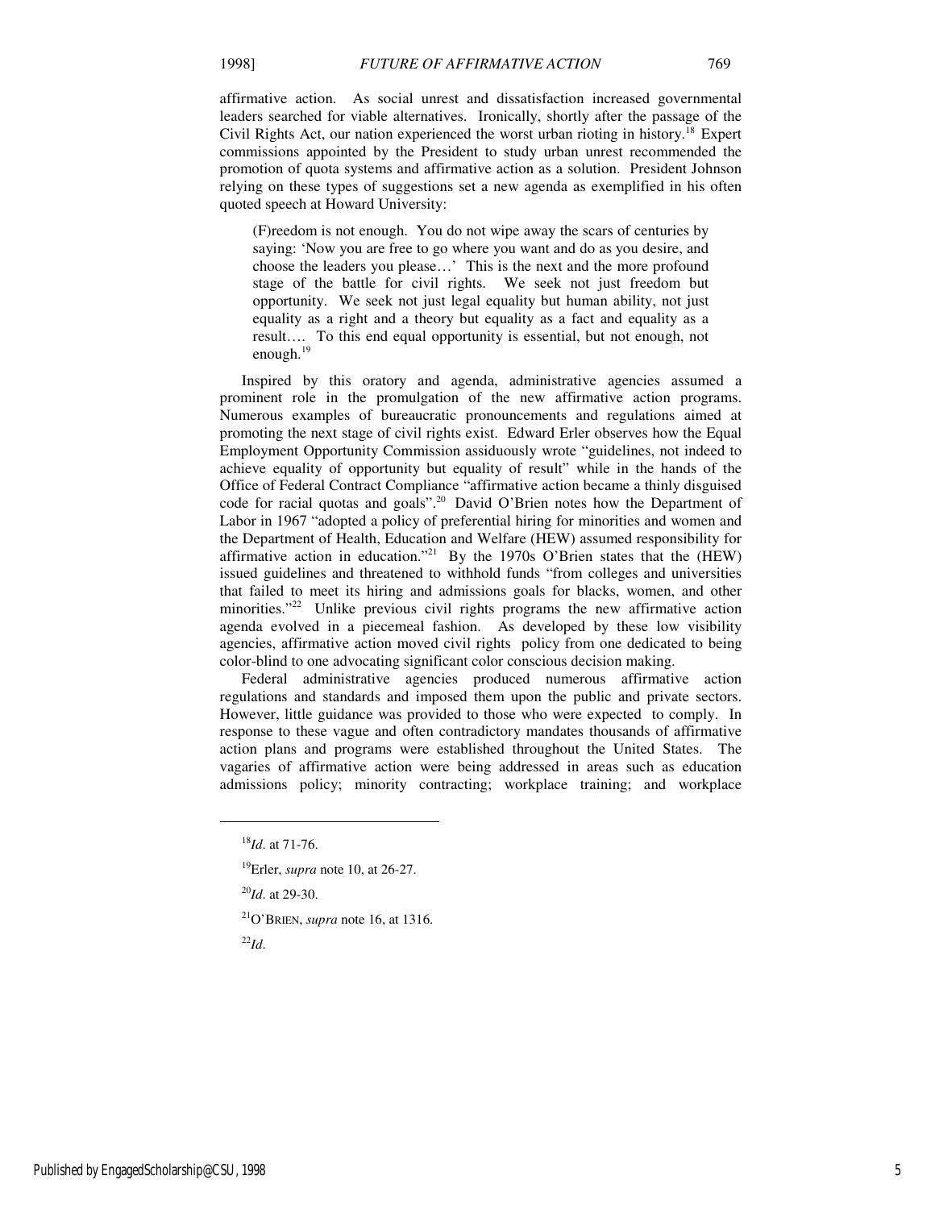affirmative action. As social unrest and dissatisfaction increased governmental leaders searched for viable alternatives. Ironically, shortly after the passage of the Civil Rights Act, our nation experienced the worst urban rioting in history.[18] Expert commissions appointed by the President to study urban unrest recommended the promotion of quota systems and affirmative action as a solution. President Johnson relying on these types of suggestions set a new agenda as exemplified in his often quoted speech at Howard University:

> (F)reedom is not enough. You do not wipe away the scars of centuries by saying: 'Now you are free to go where you want and do as you desire, and choose the leaders you please…' This is the next and the more profound stage of the battle for civil rights. We seek not just freedom but opportunity. We seek not just legal equality but human ability, not just equality as a right and a theory but equality as a fact and equality as a result…. To this end equal opportunity is essential, but not enough, not enough.[19]

Inspired by this oratory and agenda, administrative agencies assumed a prominent role in the promulgation of the new affirmative action programs. Numerous examples of bureaucratic pronouncements and regulations aimed at promoting the next stage of civil rights exist. Edward Erler observes how the Equal Employment Opportunity Commission assiduously wrote "guidelines, not indeed to achieve equality of opportunity but equality of result" while in the hands of the Office of Federal Contract Compliance "affirmative action became a thinly disguised code for racial quotas and goals".[20] David O'Brien notes how the Department of Labor in 1967 "adopted a policy of preferential hiring for minorities and women and the Department of Health, Education and Welfare (HEW) assumed responsibility for affirmative action in education."[21] By the 1970s O'Brien states that the (HEW) issued guidelines and threatened to withhold funds "from colleges and universities that failed to meet its hiring and admissions goals for blacks, women, and other minorities."[22] Unlike previous civil rights programs the new affirmative action agenda evolved in a piecemeal fashion. As developed by these low visibility agencies, affirmative action moved civil rights policy from one dedicated to being color-blind to one advocating significant color conscious decision making.

Federal administrative agencies produced numerous affirmative action regulations and standards and imposed them upon the public and private sectors. However, little guidance was provided to those who were expected to comply. In response to these vague and often contradictory mandates thousands of affirmative action plans and programs were established throughout the United States. The vagaries of affirmative action were being addressed in areas such as education admissions policy; minority contracting; workplace training; and workplace

---

[18] *Id*. at 71-76.

[19] Erler, *supra* note 10, at 26-27.

[20] *Id*. at 29-30.

[21] O'BRIEN, *supra* note 16, at 1316.

[22] *Id*.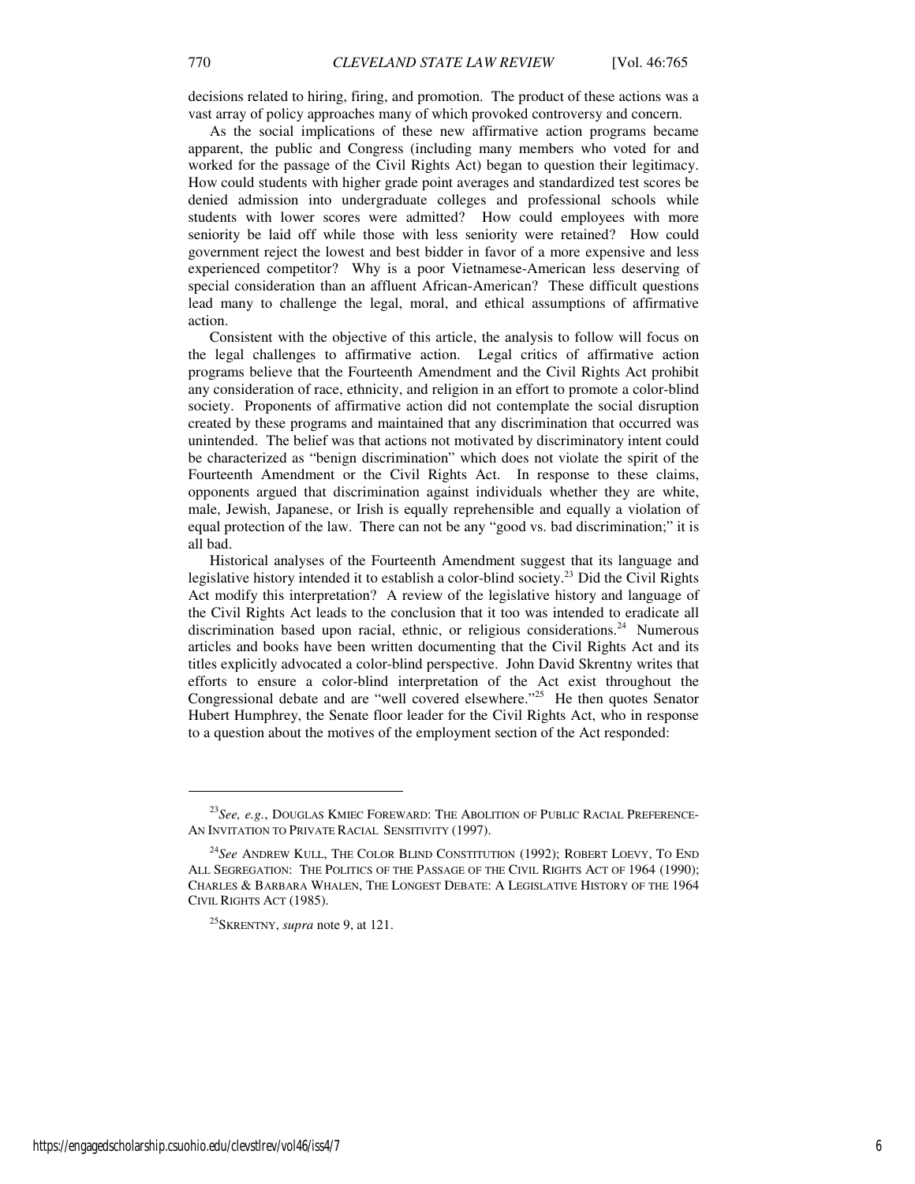decisions related to hiring, firing, and promotion. The product of these actions was a vast array of policy approaches many of which provoked controversy and concern.

As the social implications of these new affirmative action programs became apparent, the public and Congress (including many members who voted for and worked for the passage of the Civil Rights Act) began to question their legitimacy. How could students with higher grade point averages and standardized test scores be denied admission into undergraduate colleges and professional schools while students with lower scores were admitted? How could employees with more seniority be laid off while those with less seniority were retained? How could government reject the lowest and best bidder in favor of a more expensive and less experienced competitor? Why is a poor Vietnamese-American less deserving of special consideration than an affluent African-American? These difficult questions lead many to challenge the legal, moral, and ethical assumptions of affirmative action.

Consistent with the objective of this article, the analysis to follow will focus on the legal challenges to affirmative action. Legal critics of affirmative action programs believe that the Fourteenth Amendment and the Civil Rights Act prohibit any consideration of race, ethnicity, and religion in an effort to promote a color-blind society. Proponents of affirmative action did not contemplate the social disruption created by these programs and maintained that any discrimination that occurred was unintended. The belief was that actions not motivated by discriminatory intent could be characterized as "benign discrimination" which does not violate the spirit of the Fourteenth Amendment or the Civil Rights Act. In response to these claims, opponents argued that discrimination against individuals whether they are white, male, Jewish, Japanese, or Irish is equally reprehensible and equally a violation of equal protection of the law. There can not be any "good vs. bad discrimination;" it is all bad.

Historical analyses of the Fourteenth Amendment suggest that its language and legislative history intended it to establish a color-blind society.[23] Did the Civil Rights Act modify this interpretation? A review of the legislative history and language of the Civil Rights Act leads to the conclusion that it too was intended to eradicate all discrimination based upon racial, ethnic, or religious considerations.[24] Numerous articles and books have been written documenting that the Civil Rights Act and its titles explicitly advocated a color-blind perspective. John David Skrentny writes that efforts to ensure a color-blind interpretation of the Act exist throughout the Congressional debate and are "well covered elsewhere."[25] He then quotes Senator Hubert Humphrey, the Senate floor leader for the Civil Rights Act, who in response to a question about the motives of the employment section of the Act responded:

---

[23] *See, e.g.*, DOUGLAS KMIEC FOREWARD: THE ABOLITION OF PUBLIC RACIAL PREFERENCE-AN INVITATION TO PRIVATE RACIAL SENSITIVITY (1997).

[24] *See* ANDREW KULL, THE COLOR BLIND CONSTITUTION (1992); ROBERT LOEVY, TO END ALL SEGREGATION: THE POLITICS OF THE PASSAGE OF THE CIVIL RIGHTS ACT OF 1964 (1990); CHARLES & BARBARA WHALEN, THE LONGEST DEBATE: A LEGISLATIVE HISTORY OF THE 1964 CIVIL RIGHTS ACT (1985).

[25] SKRENTNY, *supra* note 9, at 121.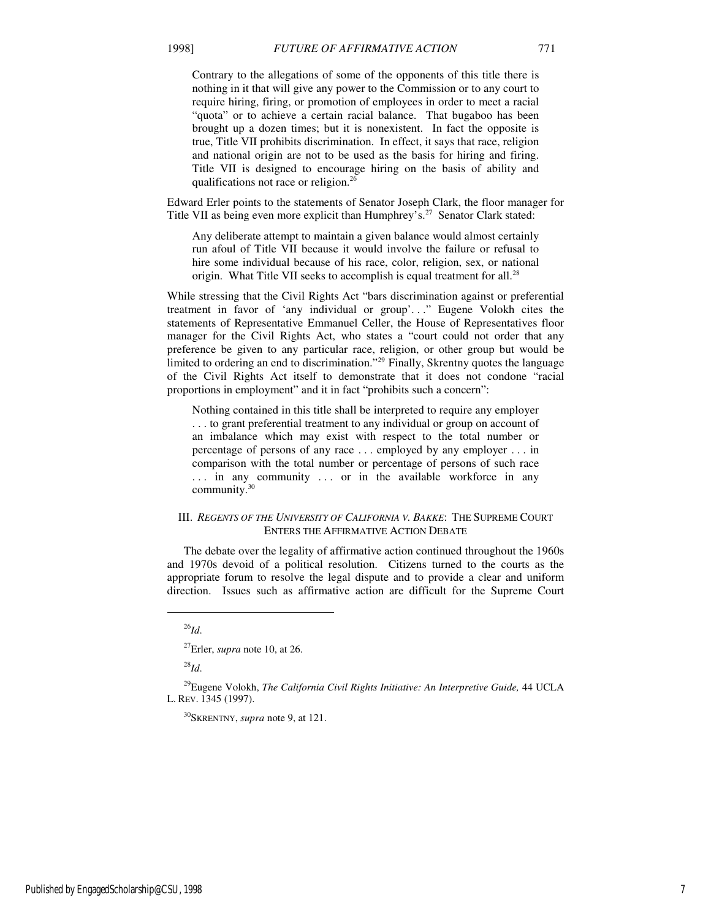> Contrary to the allegations of some of the opponents of this title there is nothing in it that will give any power to the Commission or to any court to require hiring, firing, or promotion of employees in order to meet a racial "quota" or to achieve a certain racial balance. That bugaboo has been brought up a dozen times; but it is nonexistent. In fact the opposite is true, Title VII prohibits discrimination. In effect, it says that race, religion and national origin are not to be used as the basis for hiring and firing. Title VII is designed to encourage hiring on the basis of ability and qualifications not race or religion.[26]

Edward Erler points to the statements of Senator Joseph Clark, the floor manager for Title VII as being even more explicit than Humphrey's.[27] Senator Clark stated:

> Any deliberate attempt to maintain a given balance would almost certainly run afoul of Title VII because it would involve the failure or refusal to hire some individual because of his race, color, religion, sex, or national origin. What Title VII seeks to accomplish is equal treatment for all.[28]

While stressing that the Civil Rights Act "bars discrimination against or preferential treatment in favor of 'any individual or group'. . ." Eugene Volokh cites the statements of Representative Emmanuel Celler, the House of Representatives floor manager for the Civil Rights Act, who states a "court could not order that any preference be given to any particular race, religion, or other group but would be limited to ordering an end to discrimination."[29] Finally, Skrentny quotes the language of the Civil Rights Act itself to demonstrate that it does not condone "racial proportions in employment" and it in fact "prohibits such a concern":

> Nothing contained in this title shall be interpreted to require any employer . . . to grant preferential treatment to any individual or group on account of an imbalance which may exist with respect to the total number or percentage of persons of any race . . . employed by any employer . . . in comparison with the total number or percentage of persons of such race . . . in any community . . . or in the available workforce in any community.[30]

## III. *Regents of the University of California v. Bakke*: The Supreme Court Enters the Affirmative Action Debate

The debate over the legality of affirmative action continued throughout the 1960s and 1970s devoid of a political resolution. Citizens turned to the courts as the appropriate forum to resolve the legal dispute and to provide a clear and uniform direction. Issues such as affirmative action are difficult for the Supreme Court

---

[26] *Id.*

[27] Erler, *supra* note 10, at 26.

[28] *Id.*

[29] Eugene Volokh, *The California Civil Rights Initiative: An Interpretive Guide,* 44 UCLA L. Rev. 1345 (1997).

[30] Skrentny, *supra* note 9, at 121.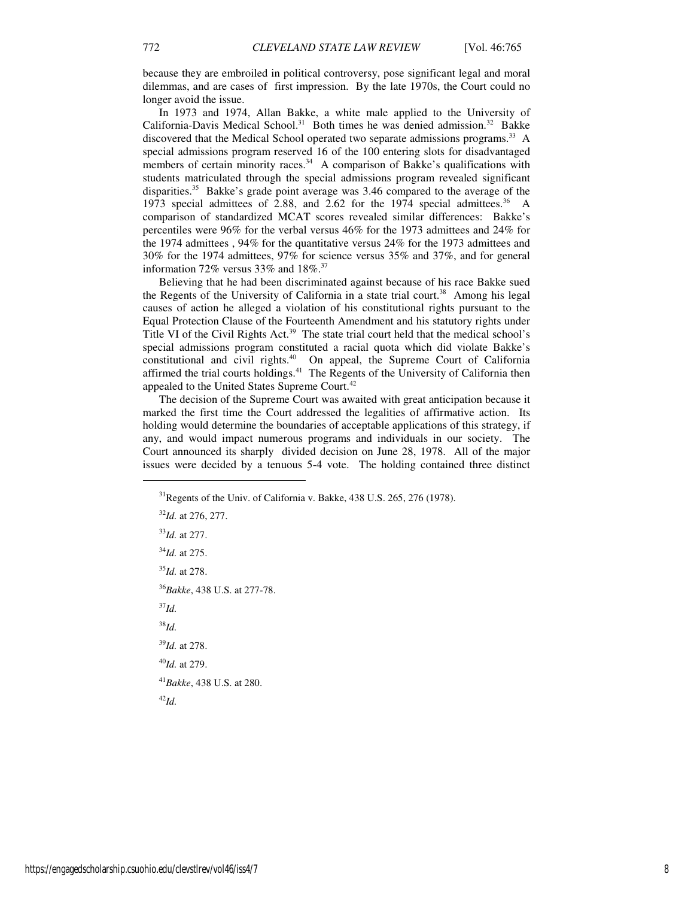because they are embroiled in political controversy, pose significant legal and moral dilemmas, and are cases of first impression. By the late 1970s, the Court could no longer avoid the issue.

In 1973 and 1974, Allan Bakke, a white male applied to the University of California-Davis Medical School.[31] Both times he was denied admission.[32] Bakke discovered that the Medical School operated two separate admissions programs.[33] A special admissions program reserved 16 of the 100 entering slots for disadvantaged members of certain minority races.[34] A comparison of Bakke's qualifications with students matriculated through the special admissions program revealed significant disparities.[35] Bakke's grade point average was 3.46 compared to the average of the 1973 special admittees of 2.88, and 2.62 for the 1974 special admittees.[36] A comparison of standardized MCAT scores revealed similar differences: Bakke's percentiles were 96% for the verbal versus 46% for the 1973 admittees and 24% for the 1974 admittees , 94% for the quantitative versus 24% for the 1973 admittees and 30% for the 1974 admittees, 97% for science versus 35% and 37%, and for general information 72% versus 33% and 18%.[37]

Believing that he had been discriminated against because of his race Bakke sued the Regents of the University of California in a state trial court.[38] Among his legal causes of action he alleged a violation of his constitutional rights pursuant to the Equal Protection Clause of the Fourteenth Amendment and his statutory rights under Title VI of the Civil Rights Act.[39] The state trial court held that the medical school's special admissions program constituted a racial quota which did violate Bakke's constitutional and civil rights.[40] On appeal, the Supreme Court of California affirmed the trial courts holdings.[41] The Regents of the University of California then appealed to the United States Supreme Court.[42]

The decision of the Supreme Court was awaited with great anticipation because it marked the first time the Court addressed the legalities of affirmative action. Its holding would determine the boundaries of acceptable applications of this strategy, if any, and would impact numerous programs and individuals in our society. The Court announced its sharply divided decision on June 28, 1978. All of the major issues were decided by a tenuous 5-4 vote. The holding contained three distinct

---

[31] Regents of the Univ. of California v. Bakke, 438 U.S. 265, 276 (1978).

[32] *Id.* at 276, 277.

[33] *Id.* at 277.

[34] *Id.* at 275.

[35] *Id.* at 278.

[36] *Bakke*, 438 U.S. at 277-78.

[37] *Id.*

[38] *Id.*

[39] *Id.* at 278.

[40] *Id.* at 279.

[41] *Bakke*, 438 U.S. at 280.

[42] *Id.*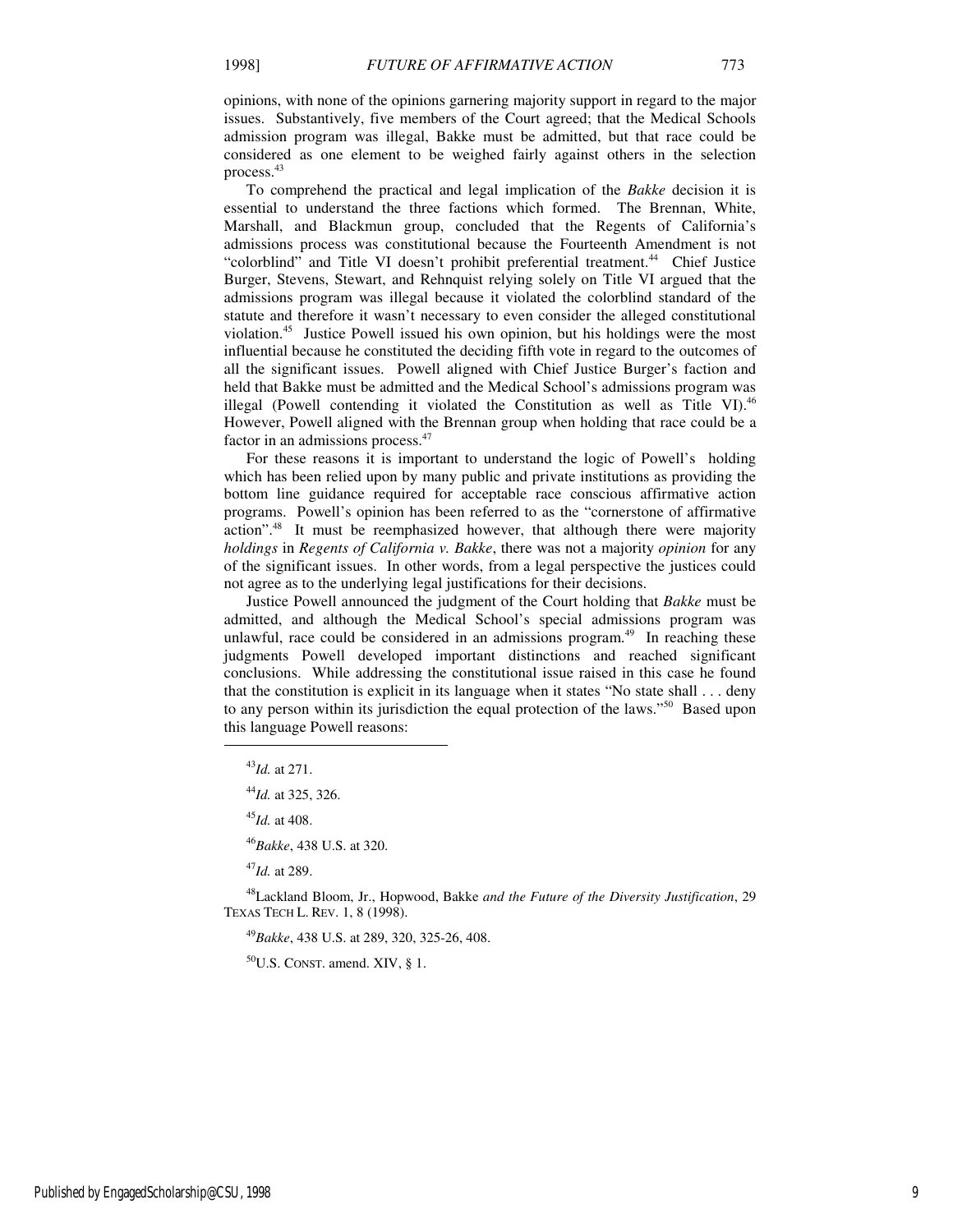opinions, with none of the opinions garnering majority support in regard to the major issues. Substantively, five members of the Court agreed; that the Medical Schools admission program was illegal, Bakke must be admitted, but that race could be considered as one element to be weighed fairly against others in the selection process.[43]

To comprehend the practical and legal implication of the *Bakke* decision it is essential to understand the three factions which formed. The Brennan, White, Marshall, and Blackmun group, concluded that the Regents of California's admissions process was constitutional because the Fourteenth Amendment is not "colorblind" and Title VI doesn't prohibit preferential treatment.[44] Chief Justice Burger, Stevens, Stewart, and Rehnquist relying solely on Title VI argued that the admissions program was illegal because it violated the colorblind standard of the statute and therefore it wasn't necessary to even consider the alleged constitutional violation.[45] Justice Powell issued his own opinion, but his holdings were the most influential because he constituted the deciding fifth vote in regard to the outcomes of all the significant issues. Powell aligned with Chief Justice Burger's faction and held that Bakke must be admitted and the Medical School's admissions program was illegal (Powell contending it violated the Constitution as well as Title VI).[46] However, Powell aligned with the Brennan group when holding that race could be a factor in an admissions process.[47]

For these reasons it is important to understand the logic of Powell's holding which has been relied upon by many public and private institutions as providing the bottom line guidance required for acceptable race conscious affirmative action programs. Powell's opinion has been referred to as the "cornerstone of affirmative action".[48] It must be reemphasized however, that although there were majority *holdings* in *Regents of California v. Bakke*, there was not a majority *opinion* for any of the significant issues. In other words, from a legal perspective the justices could not agree as to the underlying legal justifications for their decisions.

Justice Powell announced the judgment of the Court holding that *Bakke* must be admitted, and although the Medical School's special admissions program was unlawful, race could be considered in an admissions program.[49] In reaching these judgments Powell developed important distinctions and reached significant conclusions. While addressing the constitutional issue raised in this case he found that the constitution is explicit in its language when it states "No state shall . . . deny to any person within its jurisdiction the equal protection of the laws."[50] Based upon this language Powell reasons:

---

[43] *Id.* at 271.

[44] *Id.* at 325, 326.

[45] *Id.* at 408.

[46] *Bakke*, 438 U.S. at 320.

[47] *Id.* at 289.

[48] Lackland Bloom, Jr., Hopwood, Bakke *and the Future of the Diversity Justification*, 29 TEXAS TECH L. REV. 1, 8 (1998).

[49] *Bakke*, 438 U.S. at 289, 320, 325-26, 408.

[50] U.S. CONST. amend. XIV, § 1.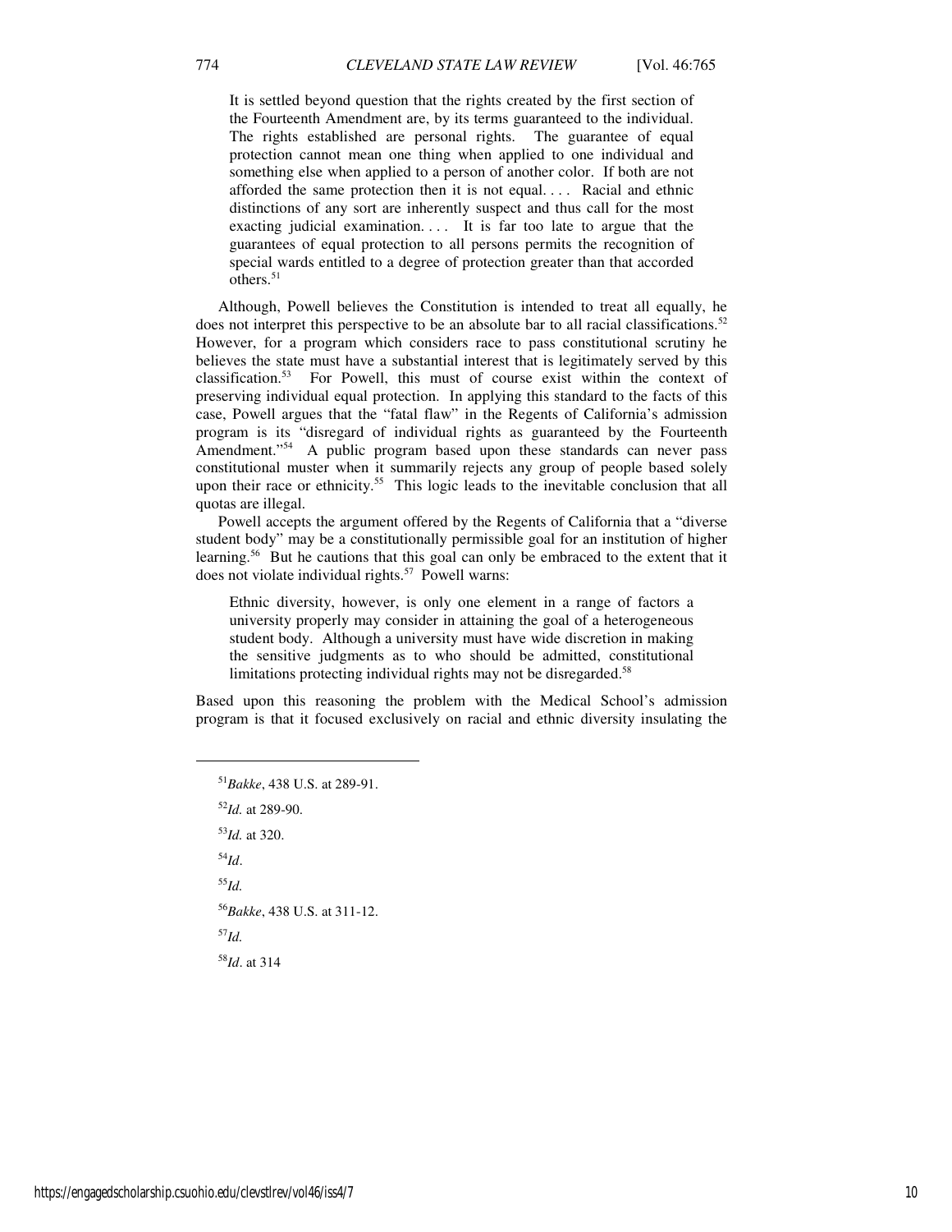> It is settled beyond question that the rights created by the first section of the Fourteenth Amendment are, by its terms guaranteed to the individual. The rights established are personal rights. The guarantee of equal protection cannot mean one thing when applied to one individual and something else when applied to a person of another color. If both are not afforded the same protection then it is not equal. . . . Racial and ethnic distinctions of any sort are inherently suspect and thus call for the most exacting judicial examination. . . . It is far too late to argue that the guarantees of equal protection to all persons permits the recognition of special wards entitled to a degree of protection greater than that accorded others.[51]

Although, Powell believes the Constitution is intended to treat all equally, he does not interpret this perspective to be an absolute bar to all racial classifications.[52] However, for a program which considers race to pass constitutional scrutiny he believes the state must have a substantial interest that is legitimately served by this classification.[53] For Powell, this must of course exist within the context of preserving individual equal protection. In applying this standard to the facts of this case, Powell argues that the "fatal flaw" in the Regents of California's admission program is its "disregard of individual rights as guaranteed by the Fourteenth Amendment."[54] A public program based upon these standards can never pass constitutional muster when it summarily rejects any group of people based solely upon their race or ethnicity.[55] This logic leads to the inevitable conclusion that all quotas are illegal.

Powell accepts the argument offered by the Regents of California that a "diverse student body" may be a constitutionally permissible goal for an institution of higher learning.[56] But he cautions that this goal can only be embraced to the extent that it does not violate individual rights.[57] Powell warns:

> Ethnic diversity, however, is only one element in a range of factors a university properly may consider in attaining the goal of a heterogeneous student body. Although a university must have wide discretion in making the sensitive judgments as to who should be admitted, constitutional limitations protecting individual rights may not be disregarded.[58]

Based upon this reasoning the problem with the Medical School's admission program is that it focused exclusively on racial and ethnic diversity insulating the

---

[51] *Bakke*, 438 U.S. at 289-91.

[52] *Id.* at 289-90.

[53] *Id.* at 320.

[54] *Id*.

[55] *Id.*

[56] *Bakke*, 438 U.S. at 311-12.

[57] *Id.*

[58] *Id*. at 314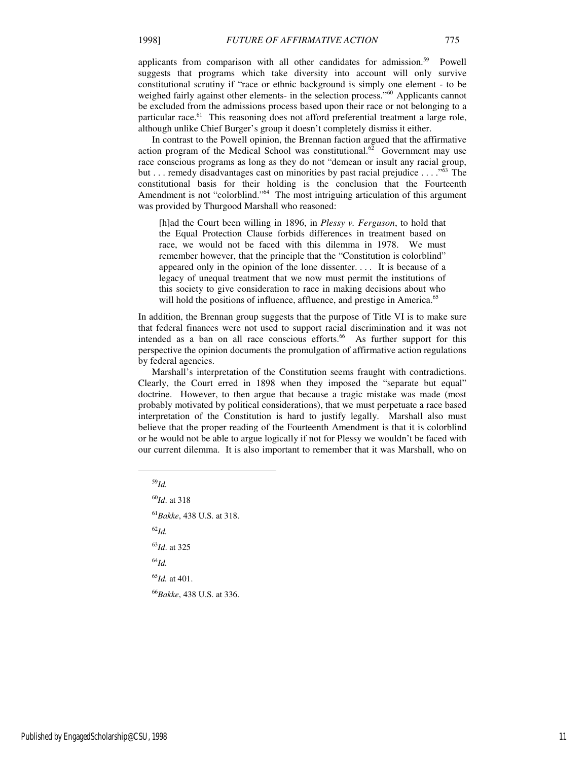applicants from comparison with all other candidates for admission.[59] Powell suggests that programs which take diversity into account will only survive constitutional scrutiny if "race or ethnic background is simply one element - to be weighed fairly against other elements- in the selection process."[60] Applicants cannot be excluded from the admissions process based upon their race or not belonging to a particular race.[61] This reasoning does not afford preferential treatment a large role, although unlike Chief Burger's group it doesn't completely dismiss it either.

In contrast to the Powell opinion, the Brennan faction argued that the affirmative action program of the Medical School was constitutional.[62] Government may use race conscious programs as long as they do not "demean or insult any racial group, but . . . remedy disadvantages cast on minorities by past racial prejudice . . . ."[63] The constitutional basis for their holding is the conclusion that the Fourteenth Amendment is not "colorblind."[64] The most intriguing articulation of this argument was provided by Thurgood Marshall who reasoned:

> [h]ad the Court been willing in 1896, in *Plessy v. Ferguson*, to hold that the Equal Protection Clause forbids differences in treatment based on race, we would not be faced with this dilemma in 1978. We must remember however, that the principle that the "Constitution is colorblind" appeared only in the opinion of the lone dissenter. . . . It is because of a legacy of unequal treatment that we now must permit the institutions of this society to give consideration to race in making decisions about who will hold the positions of influence, affluence, and prestige in America.[65]

In addition, the Brennan group suggests that the purpose of Title VI is to make sure that federal finances were not used to support racial discrimination and it was not intended as a ban on all race conscious efforts.[66] As further support for this perspective the opinion documents the promulgation of affirmative action regulations by federal agencies.

Marshall's interpretation of the Constitution seems fraught with contradictions. Clearly, the Court erred in 1898 when they imposed the "separate but equal" doctrine. However, to then argue that because a tragic mistake was made (most probably motivated by political considerations), that we must perpetuate a race based interpretation of the Constitution is hard to justify legally. Marshall also must believe that the proper reading of the Fourteenth Amendment is that it is colorblind or he would not be able to argue logically if not for Plessy we wouldn't be faced with our current dilemma. It is also important to remember that it was Marshall, who on

---

[59] *Id.*

[60] *Id*. at 318

[61] *Bakke*, 438 U.S. at 318.

[62] *Id.*

[63] *Id*. at 325

[64] *Id.*

[65] *Id.* at 401.

[66] *Bakke*, 438 U.S. at 336.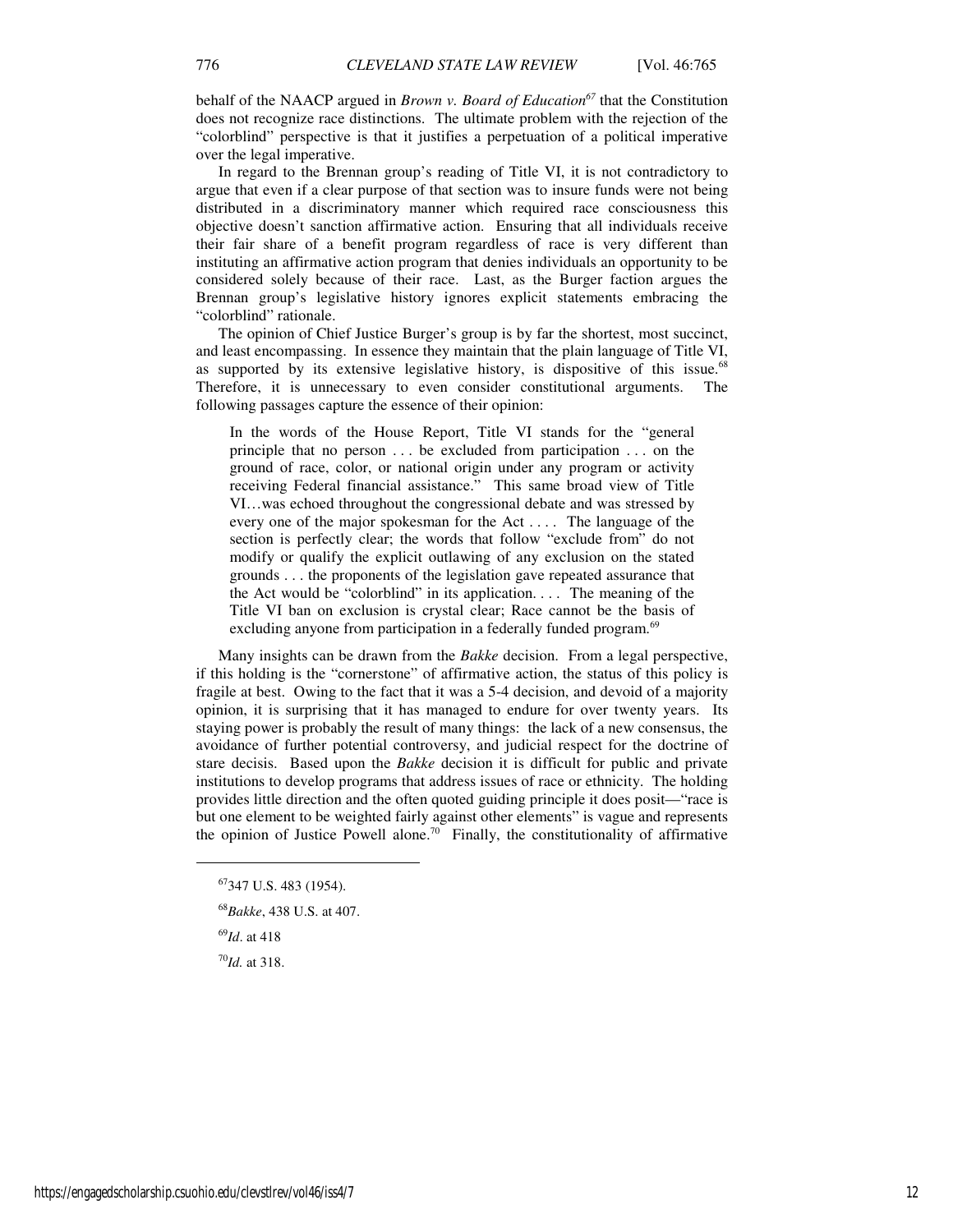behalf of the NAACP argued in *Brown v. Board of Education*[67] that the Constitution does not recognize race distinctions. The ultimate problem with the rejection of the "colorblind" perspective is that it justifies a perpetuation of a political imperative over the legal imperative.

In regard to the Brennan group's reading of Title VI, it is not contradictory to argue that even if a clear purpose of that section was to insure funds were not being distributed in a discriminatory manner which required race consciousness this objective doesn't sanction affirmative action. Ensuring that all individuals receive their fair share of a benefit program regardless of race is very different than instituting an affirmative action program that denies individuals an opportunity to be considered solely because of their race. Last, as the Burger faction argues the Brennan group's legislative history ignores explicit statements embracing the "colorblind" rationale.

The opinion of Chief Justice Burger's group is by far the shortest, most succinct, and least encompassing. In essence they maintain that the plain language of Title VI, as supported by its extensive legislative history, is dispositive of this issue.[68] Therefore, it is unnecessary to even consider constitutional arguments. The following passages capture the essence of their opinion:

> In the words of the House Report, Title VI stands for the "general principle that no person . . . be excluded from participation . . . on the ground of race, color, or national origin under any program or activity receiving Federal financial assistance." This same broad view of Title VI…was echoed throughout the congressional debate and was stressed by every one of the major spokesman for the Act . . . . The language of the section is perfectly clear; the words that follow "exclude from" do not modify or qualify the explicit outlawing of any exclusion on the stated grounds . . . the proponents of the legislation gave repeated assurance that the Act would be "colorblind" in its application. . . . The meaning of the Title VI ban on exclusion is crystal clear; Race cannot be the basis of excluding anyone from participation in a federally funded program.[69]

Many insights can be drawn from the *Bakke* decision. From a legal perspective, if this holding is the "cornerstone" of affirmative action, the status of this policy is fragile at best. Owing to the fact that it was a 5-4 decision, and devoid of a majority opinion, it is surprising that it has managed to endure for over twenty years. Its staying power is probably the result of many things: the lack of a new consensus, the avoidance of further potential controversy, and judicial respect for the doctrine of stare decisis. Based upon the *Bakke* decision it is difficult for public and private institutions to develop programs that address issues of race or ethnicity. The holding provides little direction and the often quoted guiding principle it does posit—"race is but one element to be weighted fairly against other elements" is vague and represents the opinion of Justice Powell alone.[70] Finally, the constitutionality of affirmative

---

[67] 347 U.S. 483 (1954).

[68] *Bakke*, 438 U.S. at 407.

[69] *Id*. at 418

[70] *Id.* at 318.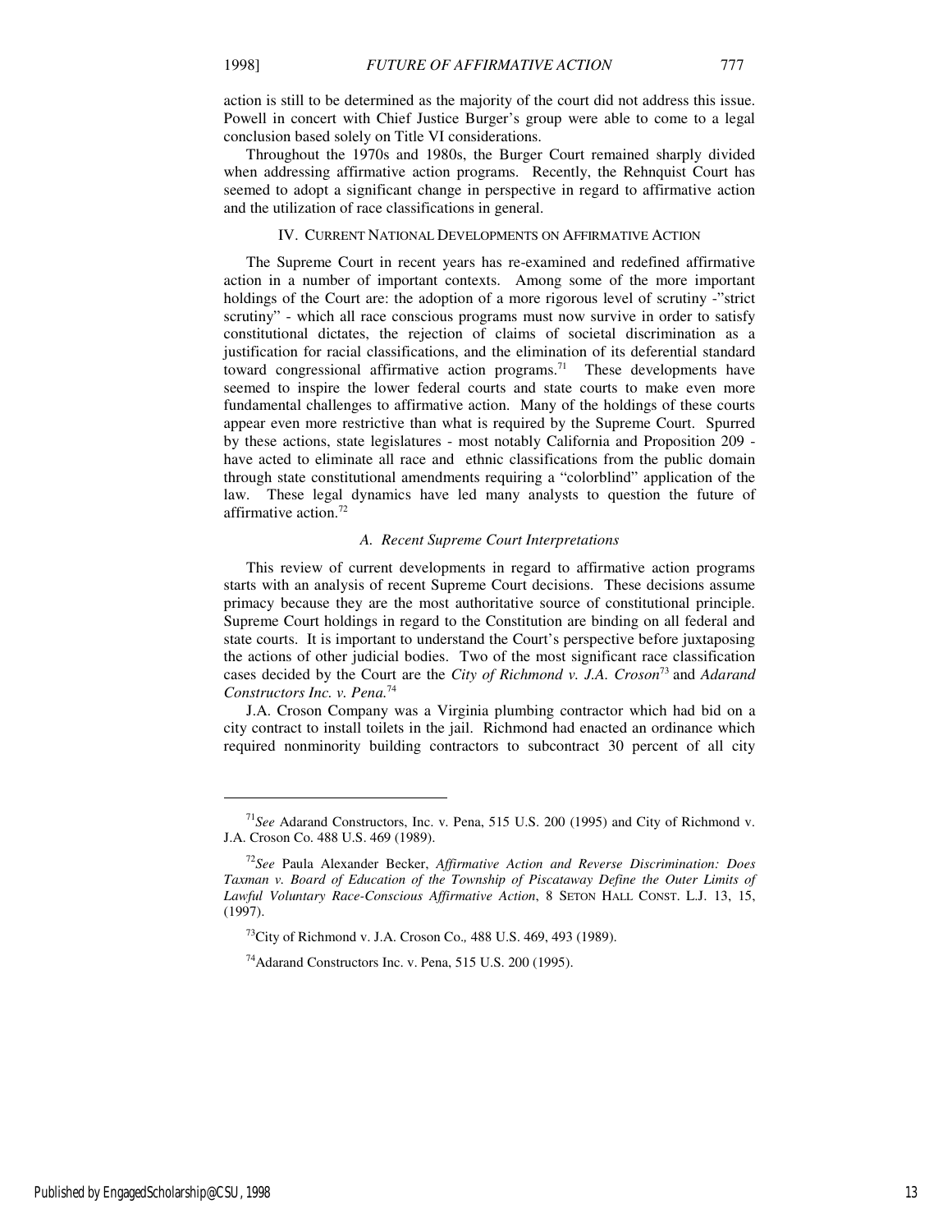action is still to be determined as the majority of the court did not address this issue. Powell in concert with Chief Justice Burger's group were able to come to a legal conclusion based solely on Title VI considerations.

Throughout the 1970s and 1980s, the Burger Court remained sharply divided when addressing affirmative action programs. Recently, the Rehnquist Court has seemed to adopt a significant change in perspective in regard to affirmative action and the utilization of race classifications in general.

## IV. CURRENT NATIONAL DEVELOPMENTS ON AFFIRMATIVE ACTION

The Supreme Court in recent years has re-examined and redefined affirmative action in a number of important contexts. Among some of the more important holdings of the Court are: the adoption of a more rigorous level of scrutiny -"strict scrutiny" - which all race conscious programs must now survive in order to satisfy constitutional dictates, the rejection of claims of societal discrimination as a justification for racial classifications, and the elimination of its deferential standard toward congressional affirmative action programs.[71] These developments have seemed to inspire the lower federal courts and state courts to make even more fundamental challenges to affirmative action. Many of the holdings of these courts appear even more restrictive than what is required by the Supreme Court. Spurred by these actions, state legislatures - most notably California and Proposition 209 - have acted to eliminate all race and ethnic classifications from the public domain through state constitutional amendments requiring a "colorblind" application of the law. These legal dynamics have led many analysts to question the future of affirmative action.[72]

### *A. Recent Supreme Court Interpretations*

This review of current developments in regard to affirmative action programs starts with an analysis of recent Supreme Court decisions. These decisions assume primacy because they are the most authoritative source of constitutional principle. Supreme Court holdings in regard to the Constitution are binding on all federal and state courts. It is important to understand the Court's perspective before juxtaposing the actions of other judicial bodies. Two of the most significant race classification cases decided by the Court are the *City of Richmond v. J.A. Croson*[73] and *Adarand Constructors Inc. v. Pena.*[74]

J.A. Croson Company was a Virginia plumbing contractor which had bid on a city contract to install toilets in the jail. Richmond had enacted an ordinance which required nonminority building contractors to subcontract 30 percent of all city

---

[71] *See* Adarand Constructors, Inc. v. Pena, 515 U.S. 200 (1995) and City of Richmond v. J.A. Croson Co. 488 U.S. 469 (1989).

[72] *See* Paula Alexander Becker, *Affirmative Action and Reverse Discrimination: Does Taxman v. Board of Education of the Township of Piscataway Define the Outer Limits of Lawful Voluntary Race-Conscious Affirmative Action*, 8 SETON HALL CONST. L.J. 13, 15, (1997).

[73] City of Richmond v. J.A. Croson Co*.,* 488 U.S. 469, 493 (1989).

[74] Adarand Constructors Inc. v. Pena, 515 U.S. 200 (1995).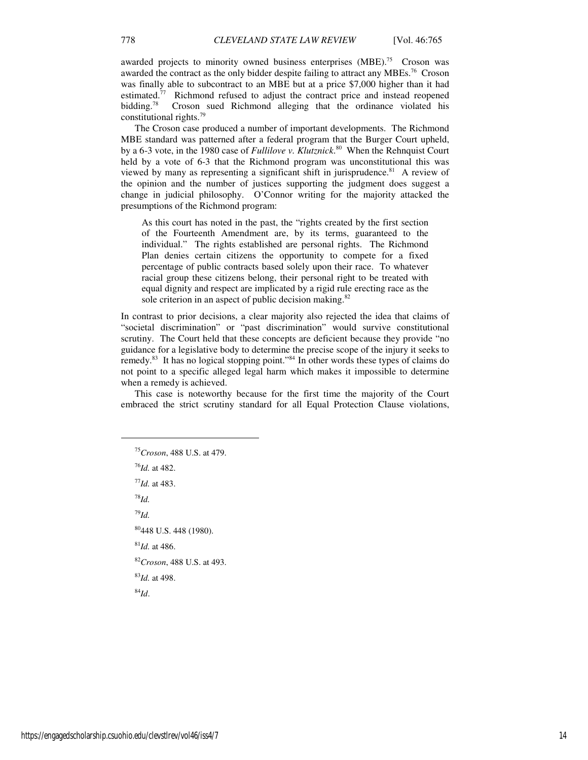awarded projects to minority owned business enterprises (MBE).[75] Croson was awarded the contract as the only bidder despite failing to attract any MBEs.[76] Croson was finally able to subcontract to an MBE but at a price $7,000 higher than it had estimated.[77] Richmond refused to adjust the contract price and instead reopened bidding.[78] Croson sued Richmond alleging that the ordinance violated his constitutional rights.[79]

The Croson case produced a number of important developments. The Richmond MBE standard was patterned after a federal program that the Burger Court upheld, by a 6-3 vote, in the 1980 case of *Fullilove v. Klutznick*.[80] When the Rehnquist Court held by a vote of 6-3 that the Richmond program was unconstitutional this was viewed by many as representing a significant shift in jurisprudence.[81] A review of the opinion and the number of justices supporting the judgment does suggest a change in judicial philosophy. O'Connor writing for the majority attacked the presumptions of the Richmond program:

> As this court has noted in the past, the "rights created by the first section of the Fourteenth Amendment are, by its terms, guaranteed to the individual." The rights established are personal rights. The Richmond Plan denies certain citizens the opportunity to compete for a fixed percentage of public contracts based solely upon their race. To whatever racial group these citizens belong, their personal right to be treated with equal dignity and respect are implicated by a rigid rule erecting race as the sole criterion in an aspect of public decision making.[82]

In contrast to prior decisions, a clear majority also rejected the idea that claims of "societal discrimination" or "past discrimination" would survive constitutional scrutiny. The Court held that these concepts are deficient because they provide "no guidance for a legislative body to determine the precise scope of the injury it seeks to remedy.[83] It has no logical stopping point."[84] In other words these types of claims do not point to a specific alleged legal harm which makes it impossible to determine when a remedy is achieved.

This case is noteworthy because for the first time the majority of the Court embraced the strict scrutiny standard for all Equal Protection Clause violations,

---

[75] *Croson*, 488 U.S. at 479.

[76] *Id.* at 482.

[77] *Id.* at 483.

[78] *Id.*

[79] *Id.*

[80] 448 U.S. 448 (1980).

[81] *Id.* at 486.

[82] *Croson*, 488 U.S. at 493.

[83] *Id.* at 498.

[84] *Id*.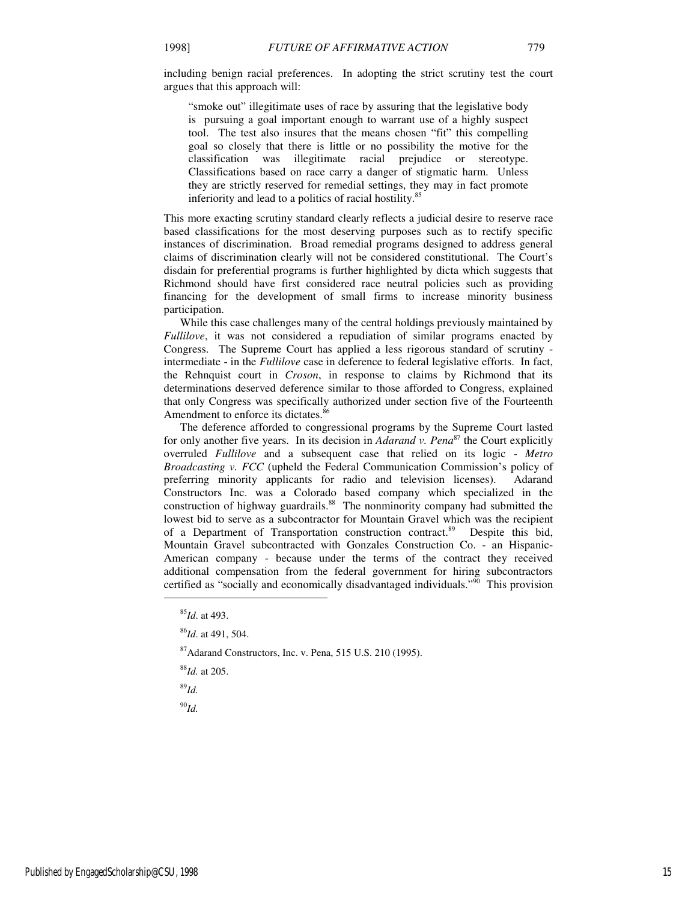including benign racial preferences. In adopting the strict scrutiny test the court argues that this approach will:

> "smoke out" illegitimate uses of race by assuring that the legislative body is pursuing a goal important enough to warrant use of a highly suspect tool. The test also insures that the means chosen "fit" this compelling goal so closely that there is little or no possibility the motive for the classification was illegitimate racial prejudice or stereotype. Classifications based on race carry a danger of stigmatic harm. Unless they are strictly reserved for remedial settings, they may in fact promote inferiority and lead to a politics of racial hostility.[85]

This more exacting scrutiny standard clearly reflects a judicial desire to reserve race based classifications for the most deserving purposes such as to rectify specific instances of discrimination. Broad remedial programs designed to address general claims of discrimination clearly will not be considered constitutional. The Court's disdain for preferential programs is further highlighted by dicta which suggests that Richmond should have first considered race neutral policies such as providing financing for the development of small firms to increase minority business participation.

While this case challenges many of the central holdings previously maintained by *Fullilove*, it was not considered a repudiation of similar programs enacted by Congress. The Supreme Court has applied a less rigorous standard of scrutiny - intermediate - in the *Fullilove* case in deference to federal legislative efforts. In fact, the Rehnquist court in *Croson*, in response to claims by Richmond that its determinations deserved deference similar to those afforded to Congress, explained that only Congress was specifically authorized under section five of the Fourteenth Amendment to enforce its dictates.[86]

The deference afforded to congressional programs by the Supreme Court lasted for only another five years. In its decision in *Adarand v. Pena*[87] the Court explicitly overruled *Fullilove* and a subsequent case that relied on its logic - *Metro Broadcasting v. FCC* (upheld the Federal Communication Commission's policy of preferring minority applicants for radio and television licenses). Adarand Constructors Inc. was a Colorado based company which specialized in the construction of highway guardrails.[88] The nonminority company had submitted the lowest bid to serve as a subcontractor for Mountain Gravel which was the recipient of a Department of Transportation construction contract.[89] Despite this bid, Mountain Gravel subcontracted with Gonzales Construction Co. - an Hispanic-American company - because under the terms of the contract they received additional compensation from the federal government for hiring subcontractors certified as "socially and economically disadvantaged individuals."[90] This provision

---

[85] *Id*. at 493.

[86] *Id*. at 491, 504.

[87] Adarand Constructors, Inc. v. Pena, 515 U.S. 210 (1995).

[88] *Id.* at 205.

[89] *Id.*

[90] *Id.*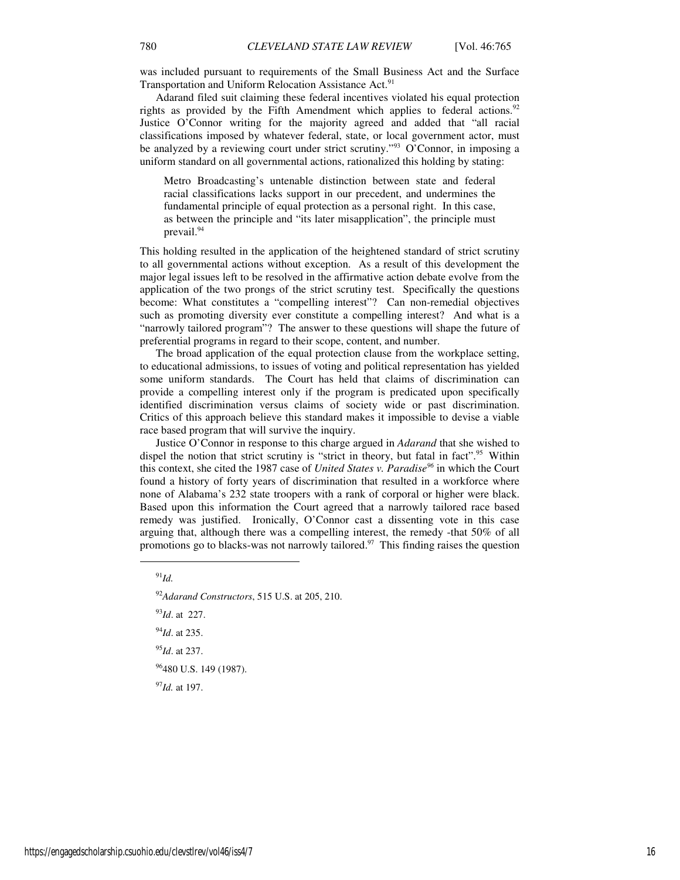was included pursuant to requirements of the Small Business Act and the Surface Transportation and Uniform Relocation Assistance Act.[91]

Adarand filed suit claiming these federal incentives violated his equal protection rights as provided by the Fifth Amendment which applies to federal actions.[92] Justice O'Connor writing for the majority agreed and added that "all racial classifications imposed by whatever federal, state, or local government actor, must be analyzed by a reviewing court under strict scrutiny."[93] O'Connor, in imposing a uniform standard on all governmental actions, rationalized this holding by stating:

> Metro Broadcasting's untenable distinction between state and federal racial classifications lacks support in our precedent, and undermines the fundamental principle of equal protection as a personal right. In this case, as between the principle and "its later misapplication", the principle must prevail.[94]

This holding resulted in the application of the heightened standard of strict scrutiny to all governmental actions without exception. As a result of this development the major legal issues left to be resolved in the affirmative action debate evolve from the application of the two prongs of the strict scrutiny test. Specifically the questions become: What constitutes a "compelling interest"? Can non-remedial objectives such as promoting diversity ever constitute a compelling interest? And what is a "narrowly tailored program"? The answer to these questions will shape the future of preferential programs in regard to their scope, content, and number.

The broad application of the equal protection clause from the workplace setting, to educational admissions, to issues of voting and political representation has yielded some uniform standards. The Court has held that claims of discrimination can provide a compelling interest only if the program is predicated upon specifically identified discrimination versus claims of society wide or past discrimination. Critics of this approach believe this standard makes it impossible to devise a viable race based program that will survive the inquiry.

Justice O'Connor in response to this charge argued in *Adarand* that she wished to dispel the notion that strict scrutiny is "strict in theory, but fatal in fact".[95] Within this context, she cited the 1987 case of *United States v. Paradise*[96] in which the Court found a history of forty years of discrimination that resulted in a workforce where none of Alabama's 232 state troopers with a rank of corporal or higher were black. Based upon this information the Court agreed that a narrowly tailored race based remedy was justified. Ironically, O'Connor cast a dissenting vote in this case arguing that, although there was a compelling interest, the remedy -that 50% of all promotions go to blacks-was not narrowly tailored.[97] This finding raises the question

---

[91] *Id.*

[92] *Adarand Constructors*, 515 U.S. at 205, 210.

[93] *Id*. at 227.

[94] *Id*. at 235.

[95] *Id*. at 237.

[96] 480 U.S. 149 (1987).

[97] *Id.* at 197.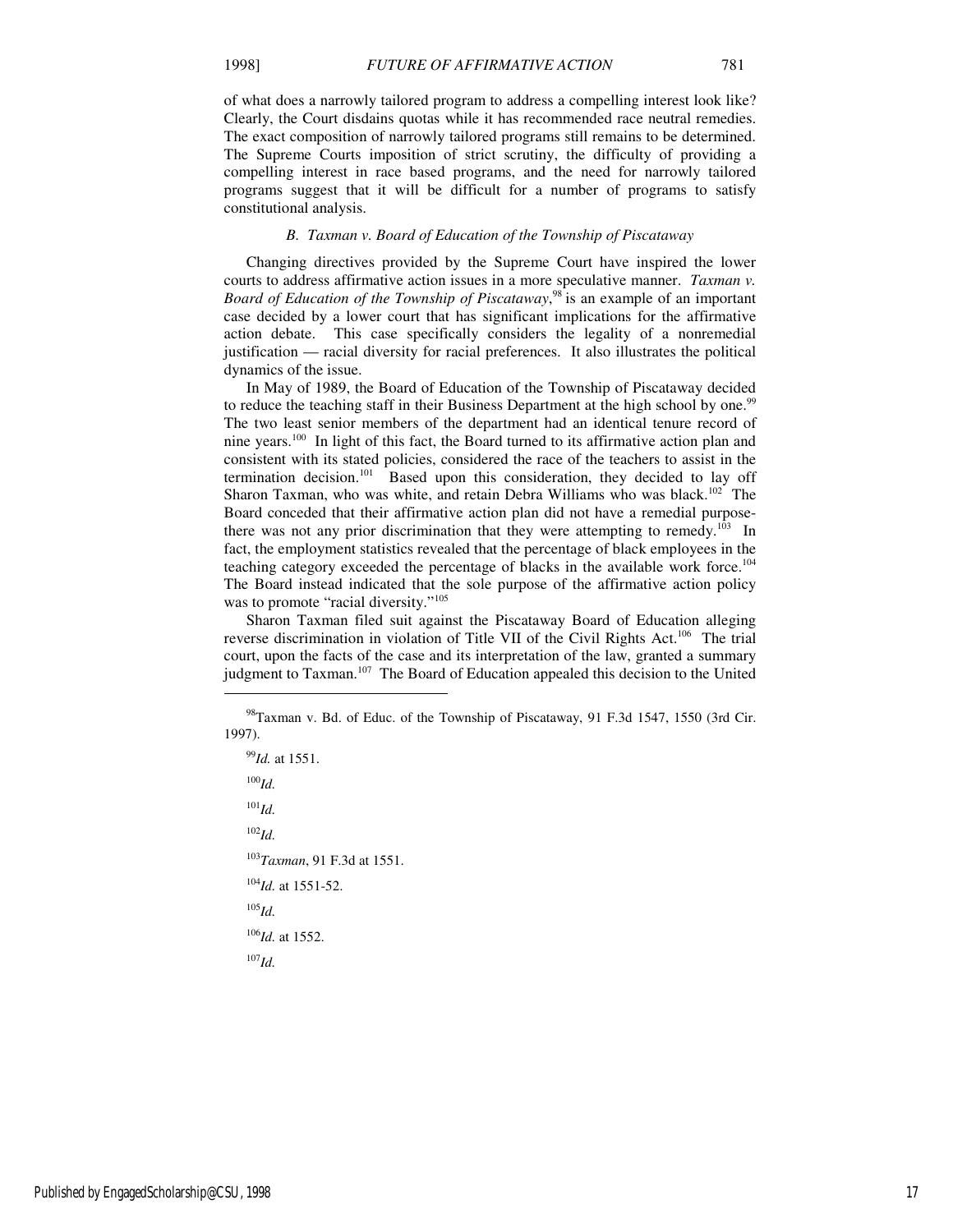of what does a narrowly tailored program to address a compelling interest look like? Clearly, the Court disdains quotas while it has recommended race neutral remedies. The exact composition of narrowly tailored programs still remains to be determined. The Supreme Courts imposition of strict scrutiny, the difficulty of providing a compelling interest in race based programs, and the need for narrowly tailored programs suggest that it will be difficult for a number of programs to satisfy constitutional analysis.

### *B. Taxman v. Board of Education of the Township of Piscataway*

Changing directives provided by the Supreme Court have inspired the lower courts to address affirmative action issues in a more speculative manner. *Taxman v. Board of Education of the Township of Piscataway*,[98] is an example of an important case decided by a lower court that has significant implications for the affirmative action debate. This case specifically considers the legality of a nonremedial justification — racial diversity for racial preferences. It also illustrates the political dynamics of the issue.

In May of 1989, the Board of Education of the Township of Piscataway decided to reduce the teaching staff in their Business Department at the high school by one.[99] The two least senior members of the department had an identical tenure record of nine years.[100] In light of this fact, the Board turned to its affirmative action plan and consistent with its stated policies, considered the race of the teachers to assist in the termination decision.[101] Based upon this consideration, they decided to lay off Sharon Taxman, who was white, and retain Debra Williams who was black.[102] The Board conceded that their affirmative action plan did not have a remedial purpose-there was not any prior discrimination that they were attempting to remedy.[103] In fact, the employment statistics revealed that the percentage of black employees in the teaching category exceeded the percentage of blacks in the available work force.[104] The Board instead indicated that the sole purpose of the affirmative action policy was to promote "racial diversity."[105]

Sharon Taxman filed suit against the Piscataway Board of Education alleging reverse discrimination in violation of Title VII of the Civil Rights Act.[106] The trial court, upon the facts of the case and its interpretation of the law, granted a summary judgment to Taxman.[107] The Board of Education appealed this decision to the United

---

[98] Taxman v. Bd. of Educ. of the Township of Piscataway, 91 F.3d 1547, 1550 (3rd Cir. 1997).

[99] *Id.* at 1551.

[100] *Id.*

[101] *Id.*

[102] *Id.*

[103] *Taxman*, 91 F.3d at 1551.

[104] *Id.* at 1551-52.

[105] *Id.*

[106] *Id.* at 1552.

[107] *Id.*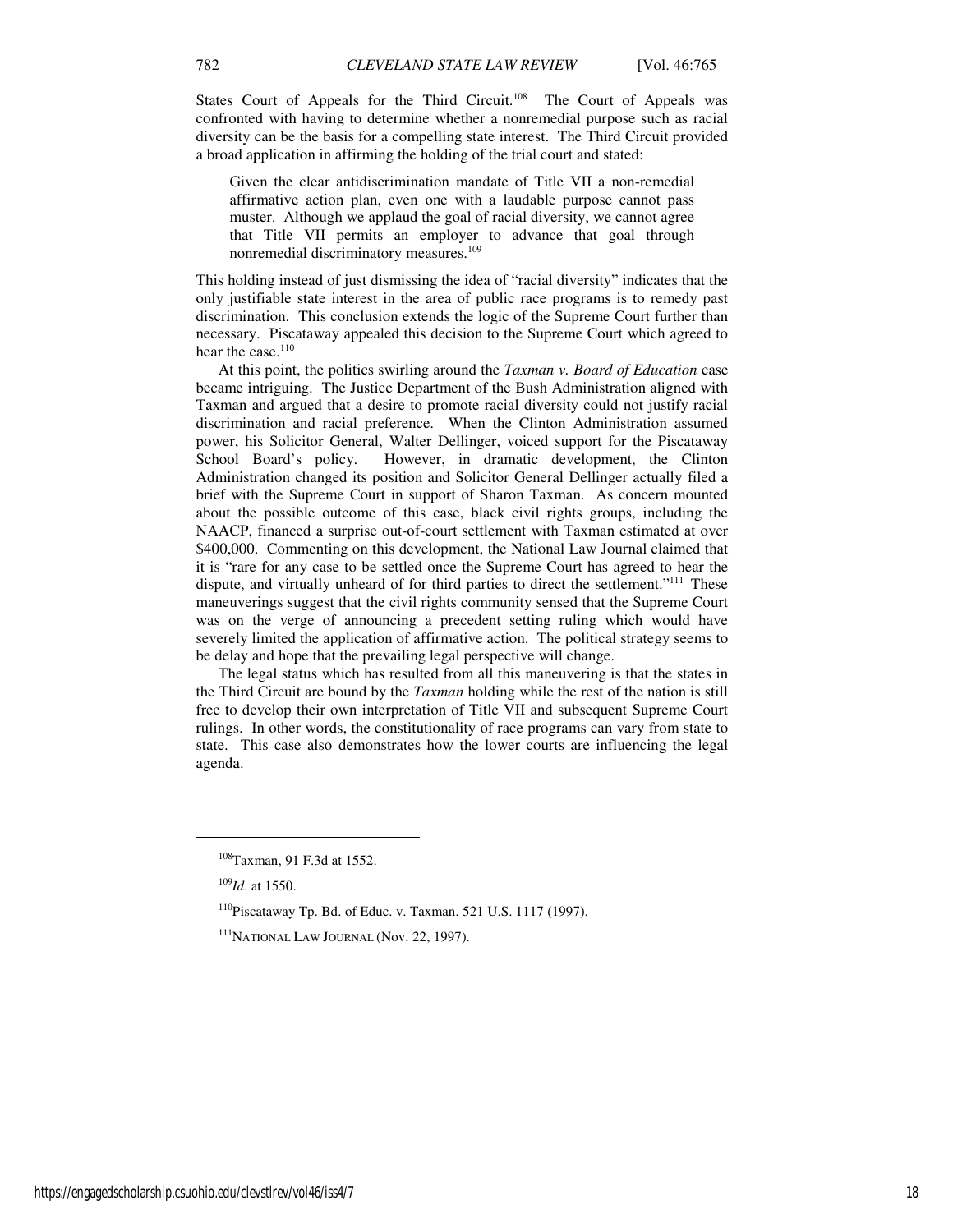States Court of Appeals for the Third Circuit.[108] The Court of Appeals was confronted with having to determine whether a nonremedial purpose such as racial diversity can be the basis for a compelling state interest. The Third Circuit provided a broad application in affirming the holding of the trial court and stated:

> Given the clear antidiscrimination mandate of Title VII a non-remedial affirmative action plan, even one with a laudable purpose cannot pass muster. Although we applaud the goal of racial diversity, we cannot agree that Title VII permits an employer to advance that goal through nonremedial discriminatory measures.[109]

This holding instead of just dismissing the idea of "racial diversity" indicates that the only justifiable state interest in the area of public race programs is to remedy past discrimination. This conclusion extends the logic of the Supreme Court further than necessary. Piscataway appealed this decision to the Supreme Court which agreed to hear the case.[110]

At this point, the politics swirling around the *Taxman v. Board of Education* case became intriguing. The Justice Department of the Bush Administration aligned with Taxman and argued that a desire to promote racial diversity could not justify racial discrimination and racial preference. When the Clinton Administration assumed power, his Solicitor General, Walter Dellinger, voiced support for the Piscataway School Board's policy. However, in dramatic development, the Clinton Administration changed its position and Solicitor General Dellinger actually filed a brief with the Supreme Court in support of Sharon Taxman. As concern mounted about the possible outcome of this case, black civil rights groups, including the NAACP, financed a surprise out-of-court settlement with Taxman estimated at over $400,000. Commenting on this development, the National Law Journal claimed that it is "rare for any case to be settled once the Supreme Court has agreed to hear the dispute, and virtually unheard of for third parties to direct the settlement."[111] These maneuverings suggest that the civil rights community sensed that the Supreme Court was on the verge of announcing a precedent setting ruling which would have severely limited the application of affirmative action. The political strategy seems to be delay and hope that the prevailing legal perspective will change.

The legal status which has resulted from all this maneuvering is that the states in the Third Circuit are bound by the *Taxman* holding while the rest of the nation is still free to develop their own interpretation of Title VII and subsequent Supreme Court rulings. In other words, the constitutionality of race programs can vary from state to state. This case also demonstrates how the lower courts are influencing the legal agenda.

---

[108] Taxman, 91 F.3d at 1552.

[109] *Id*. at 1550.

[110] Piscataway Tp. Bd. of Educ. v. Taxman, 521 U.S. 1117 (1997).

[111] NATIONAL LAW JOURNAL (Nov. 22, 1997).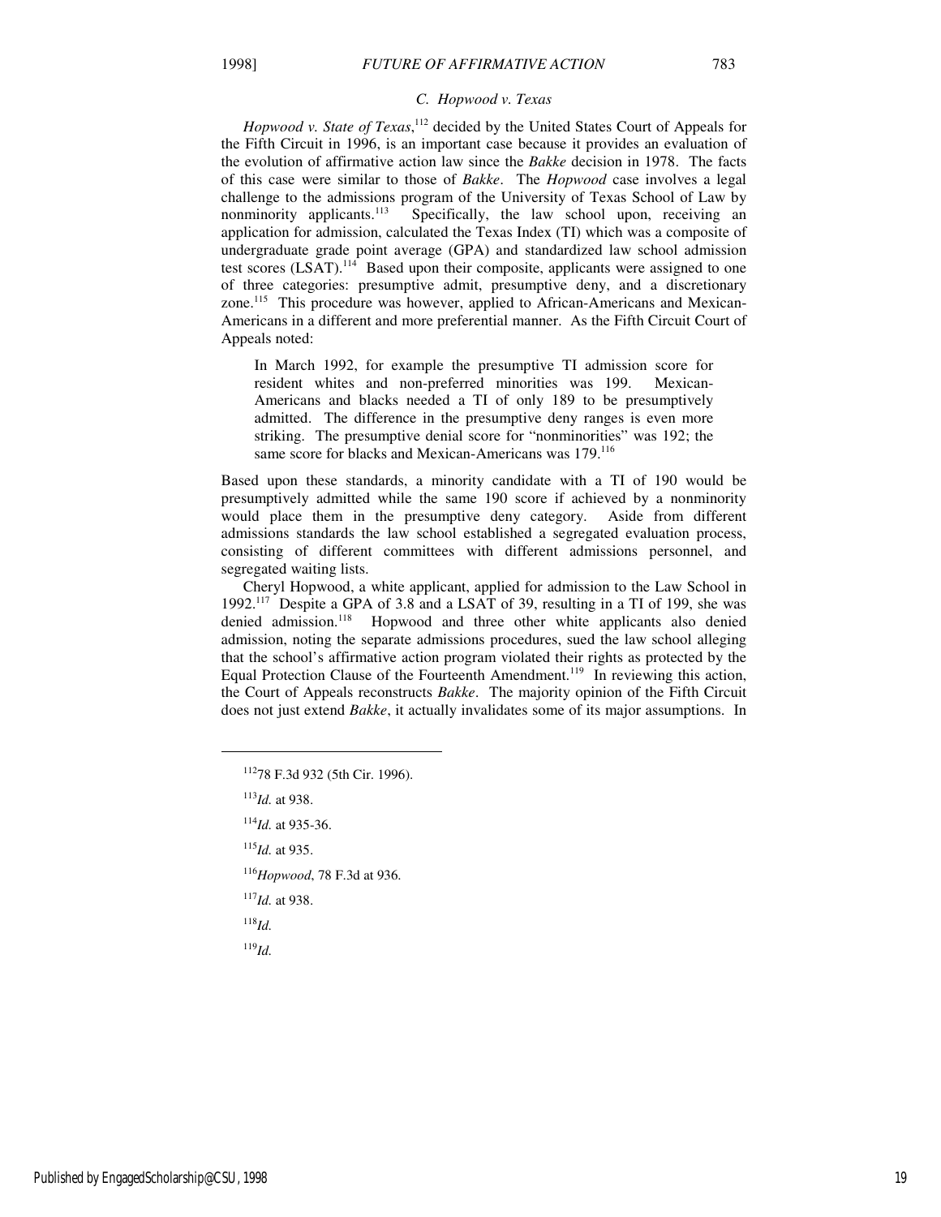### C. Hopwood v. Texas

*Hopwood v. State of Texas*,[112] decided by the United States Court of Appeals for the Fifth Circuit in 1996, is an important case because it provides an evaluation of the evolution of affirmative action law since the *Bakke* decision in 1978. The facts of this case were similar to those of *Bakke*. The *Hopwood* case involves a legal challenge to the admissions program of the University of Texas School of Law by nonminority applicants.[113] Specifically, the law school upon, receiving an application for admission, calculated the Texas Index (TI) which was a composite of undergraduate grade point average (GPA) and standardized law school admission test scores (LSAT).[114] Based upon their composite, applicants were assigned to one of three categories: presumptive admit, presumptive deny, and a discretionary zone.[115] This procedure was however, applied to African-Americans and Mexican-Americans in a different and more preferential manner. As the Fifth Circuit Court of Appeals noted:

> In March 1992, for example the presumptive TI admission score for resident whites and non-preferred minorities was 199. Mexican-Americans and blacks needed a TI of only 189 to be presumptively admitted. The difference in the presumptive deny ranges is even more striking. The presumptive denial score for "nonminorities" was 192; the same score for blacks and Mexican-Americans was 179.[116]

Based upon these standards, a minority candidate with a TI of 190 would be presumptively admitted while the same 190 score if achieved by a nonminority would place them in the presumptive deny category. Aside from different admissions standards the law school established a segregated evaluation process, consisting of different committees with different admissions personnel, and segregated waiting lists.

Cheryl Hopwood, a white applicant, applied for admission to the Law School in 1992.[117] Despite a GPA of 3.8 and a LSAT of 39, resulting in a TI of 199, she was denied admission.[118] Hopwood and three other white applicants also denied admission, noting the separate admissions procedures, sued the law school alleging that the school's affirmative action program violated their rights as protected by the Equal Protection Clause of the Fourteenth Amendment.[119] In reviewing this action, the Court of Appeals reconstructs *Bakke*. The majority opinion of the Fifth Circuit does not just extend *Bakke*, it actually invalidates some of its major assumptions. In

---

[112] 78 F.3d 932 (5th Cir. 1996).

[113] *Id.* at 938.

[114] *Id.* at 935-36.

[115] *Id.* at 935.

[116] *Hopwood*, 78 F.3d at 936.

[117] *Id.* at 938.

[118] *Id.*

[119] *Id.*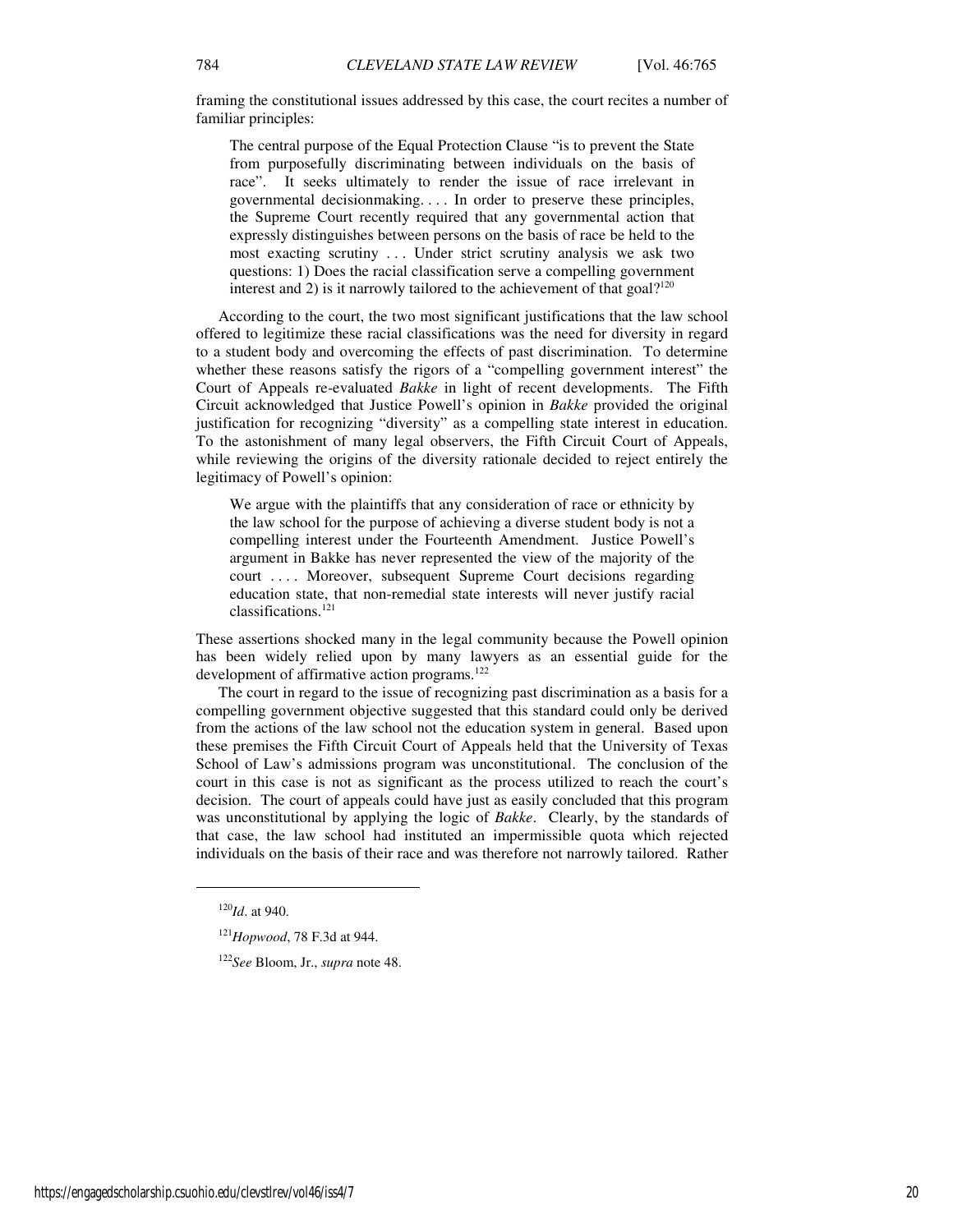framing the constitutional issues addressed by this case, the court recites a number of familiar principles:

> The central purpose of the Equal Protection Clause "is to prevent the State from purposefully discriminating between individuals on the basis of race". It seeks ultimately to render the issue of race irrelevant in governmental decisionmaking. . . . In order to preserve these principles, the Supreme Court recently required that any governmental action that expressly distinguishes between persons on the basis of race be held to the most exacting scrutiny . . . Under strict scrutiny analysis we ask two questions: 1) Does the racial classification serve a compelling government interest and 2) is it narrowly tailored to the achievement of that goal?[120]

According to the court, the two most significant justifications that the law school offered to legitimize these racial classifications was the need for diversity in regard to a student body and overcoming the effects of past discrimination. To determine whether these reasons satisfy the rigors of a "compelling government interest" the Court of Appeals re-evaluated *Bakke* in light of recent developments. The Fifth Circuit acknowledged that Justice Powell's opinion in *Bakke* provided the original justification for recognizing "diversity" as a compelling state interest in education. To the astonishment of many legal observers, the Fifth Circuit Court of Appeals, while reviewing the origins of the diversity rationale decided to reject entirely the legitimacy of Powell's opinion:

> We argue with the plaintiffs that any consideration of race or ethnicity by the law school for the purpose of achieving a diverse student body is not a compelling interest under the Fourteenth Amendment. Justice Powell's argument in Bakke has never represented the view of the majority of the court . . . . Moreover, subsequent Supreme Court decisions regarding education state, that non-remedial state interests will never justify racial classifications.[121]

These assertions shocked many in the legal community because the Powell opinion has been widely relied upon by many lawyers as an essential guide for the development of affirmative action programs.[122]

The court in regard to the issue of recognizing past discrimination as a basis for a compelling government objective suggested that this standard could only be derived from the actions of the law school not the education system in general. Based upon these premises the Fifth Circuit Court of Appeals held that the University of Texas School of Law's admissions program was unconstitutional. The conclusion of the court in this case is not as significant as the process utilized to reach the court's decision. The court of appeals could have just as easily concluded that this program was unconstitutional by applying the logic of *Bakke*. Clearly, by the standards of that case, the law school had instituted an impermissible quota which rejected individuals on the basis of their race and was therefore not narrowly tailored. Rather

---

[120] *Id*. at 940.

[121] *Hopwood*, 78 F.3d at 944.

[122] *See* Bloom, Jr., *supra* note 48.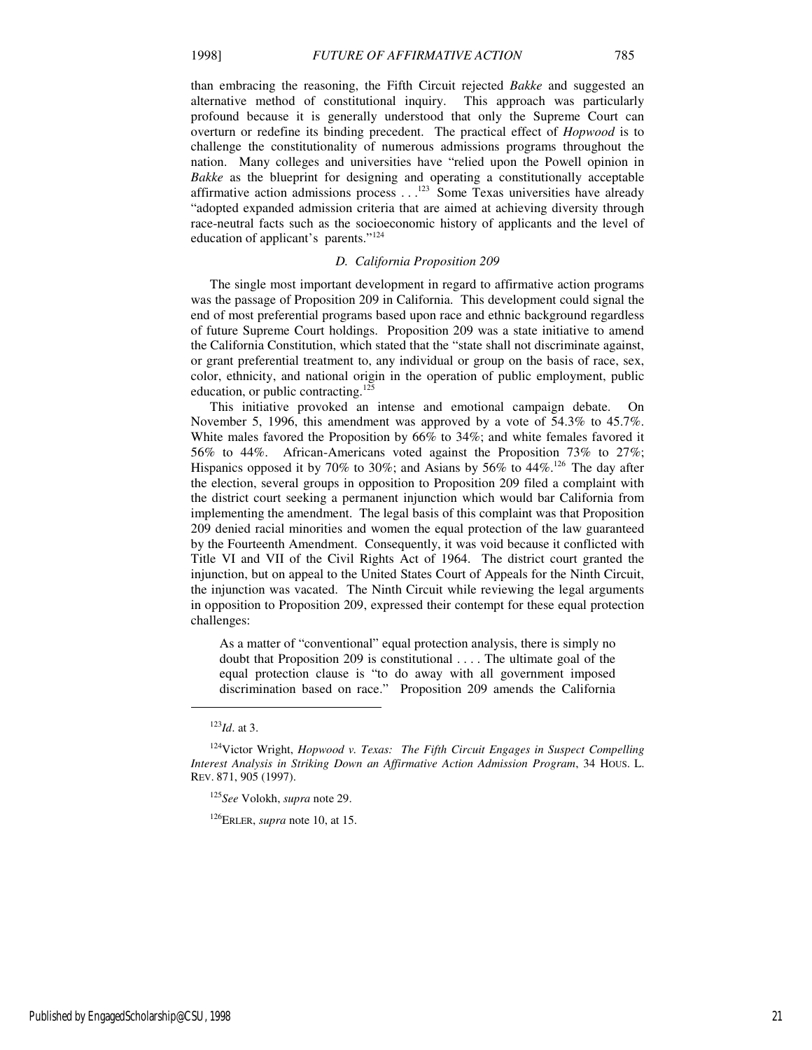than embracing the reasoning, the Fifth Circuit rejected *Bakke* and suggested an alternative method of constitutional inquiry. This approach was particularly profound because it is generally understood that only the Supreme Court can overturn or redefine its binding precedent. The practical effect of *Hopwood* is to challenge the constitutionality of numerous admissions programs throughout the nation. Many colleges and universities have "relied upon the Powell opinion in *Bakke* as the blueprint for designing and operating a constitutionally acceptable affirmative action admissions process . . .[123] Some Texas universities have already "adopted expanded admission criteria that are aimed at achieving diversity through race-neutral facts such as the socioeconomic history of applicants and the level of education of applicant's parents."[124]

### *D. California Proposition 209*

The single most important development in regard to affirmative action programs was the passage of Proposition 209 in California. This development could signal the end of most preferential programs based upon race and ethnic background regardless of future Supreme Court holdings. Proposition 209 was a state initiative to amend the California Constitution, which stated that the "state shall not discriminate against, or grant preferential treatment to, any individual or group on the basis of race, sex, color, ethnicity, and national origin in the operation of public employment, public education, or public contracting.[125]

This initiative provoked an intense and emotional campaign debate. On November 5, 1996, this amendment was approved by a vote of 54.3% to 45.7%. White males favored the Proposition by 66% to 34%; and white females favored it 56% to 44%. African-Americans voted against the Proposition 73% to 27%; Hispanics opposed it by 70% to 30%; and Asians by 56% to 44%.[126] The day after the election, several groups in opposition to Proposition 209 filed a complaint with the district court seeking a permanent injunction which would bar California from implementing the amendment. The legal basis of this complaint was that Proposition 209 denied racial minorities and women the equal protection of the law guaranteed by the Fourteenth Amendment. Consequently, it was void because it conflicted with Title VI and VII of the Civil Rights Act of 1964. The district court granted the injunction, but on appeal to the United States Court of Appeals for the Ninth Circuit, the injunction was vacated. The Ninth Circuit while reviewing the legal arguments in opposition to Proposition 209, expressed their contempt for these equal protection challenges:

> As a matter of "conventional" equal protection analysis, there is simply no doubt that Proposition 209 is constitutional . . . . The ultimate goal of the equal protection clause is "to do away with all government imposed discrimination based on race." Proposition 209 amends the California

---

[123]*Id*. at 3.

[124]Victor Wright, *Hopwood v. Texas: The Fifth Circuit Engages in Suspect Compelling Interest Analysis in Striking Down an Affirmative Action Admission Program*, 34 HOUS. L. REV. 871, 905 (1997).

[125]*See* Volokh, *supra* note 29.

[126]ERLER, *supra* note 10, at 15.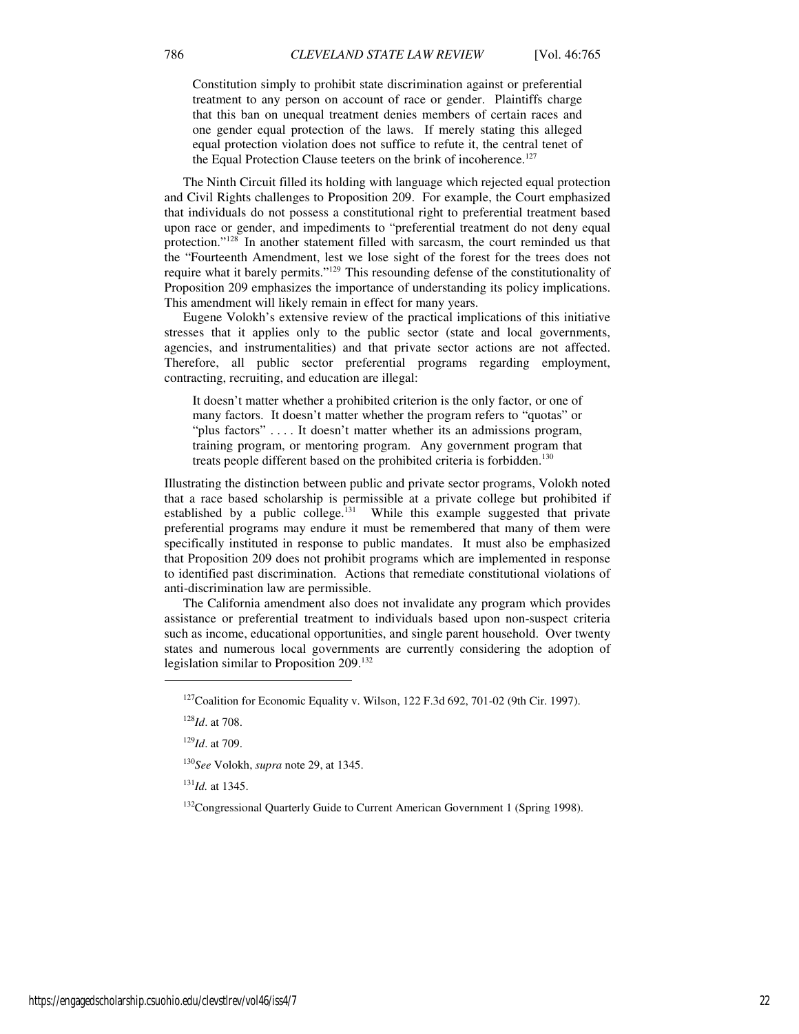> Constitution simply to prohibit state discrimination against or preferential treatment to any person on account of race or gender. Plaintiffs charge that this ban on unequal treatment denies members of certain races and one gender equal protection of the laws. If merely stating this alleged equal protection violation does not suffice to refute it, the central tenet of the Equal Protection Clause teeters on the brink of incoherence.[127]

The Ninth Circuit filled its holding with language which rejected equal protection and Civil Rights challenges to Proposition 209. For example, the Court emphasized that individuals do not possess a constitutional right to preferential treatment based upon race or gender, and impediments to "preferential treatment do not deny equal protection."[128] In another statement filled with sarcasm, the court reminded us that the "Fourteenth Amendment, lest we lose sight of the forest for the trees does not require what it barely permits."[129] This resounding defense of the constitutionality of Proposition 209 emphasizes the importance of understanding its policy implications. This amendment will likely remain in effect for many years.

Eugene Volokh's extensive review of the practical implications of this initiative stresses that it applies only to the public sector (state and local governments, agencies, and instrumentalities) and that private sector actions are not affected. Therefore, all public sector preferential programs regarding employment, contracting, recruiting, and education are illegal:

> It doesn't matter whether a prohibited criterion is the only factor, or one of many factors. It doesn't matter whether the program refers to "quotas" or "plus factors" . . . . It doesn't matter whether its an admissions program, training program, or mentoring program. Any government program that treats people different based on the prohibited criteria is forbidden.[130]

Illustrating the distinction between public and private sector programs, Volokh noted that a race based scholarship is permissible at a private college but prohibited if established by a public college.[131] While this example suggested that private preferential programs may endure it must be remembered that many of them were specifically instituted in response to public mandates. It must also be emphasized that Proposition 209 does not prohibit programs which are implemented in response to identified past discrimination. Actions that remediate constitutional violations of anti-discrimination law are permissible.

The California amendment also does not invalidate any program which provides assistance or preferential treatment to individuals based upon non-suspect criteria such as income, educational opportunities, and single parent household. Over twenty states and numerous local governments are currently considering the adoption of legislation similar to Proposition 209.[132]

---

[127]Coalition for Economic Equality v. Wilson, 122 F.3d 692, 701-02 (9th Cir. 1997).

[128]*Id*. at 708.

[129]*Id*. at 709.

[130]*See* Volokh, *supra* note 29, at 1345.

[131]*Id.* at 1345.

[132]Congressional Quarterly Guide to Current American Government 1 (Spring 1998).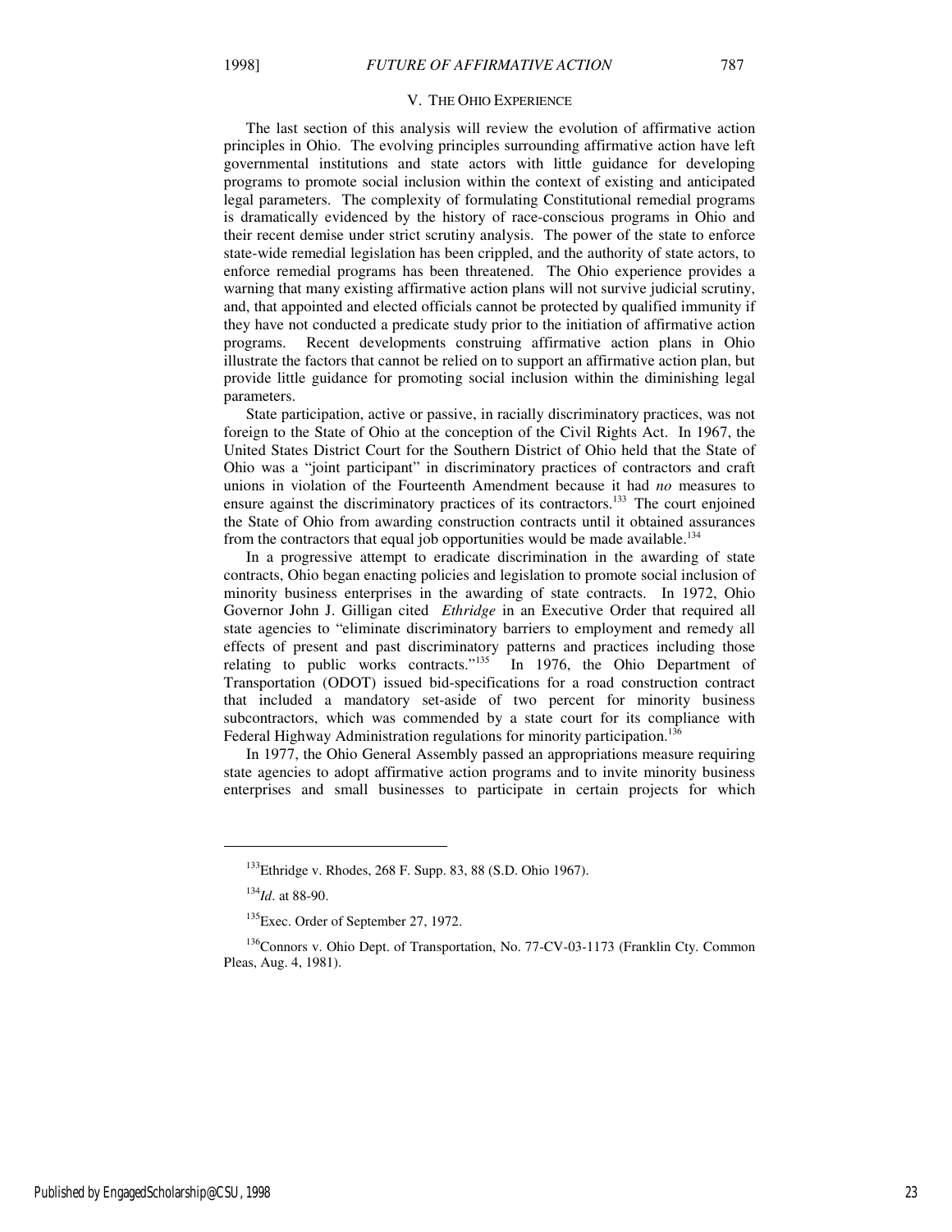## V. THE OHIO EXPERIENCE

The last section of this analysis will review the evolution of affirmative action principles in Ohio. The evolving principles surrounding affirmative action have left governmental institutions and state actors with little guidance for developing programs to promote social inclusion within the context of existing and anticipated legal parameters. The complexity of formulating Constitutional remedial programs is dramatically evidenced by the history of race-conscious programs in Ohio and their recent demise under strict scrutiny analysis. The power of the state to enforce state-wide remedial legislation has been crippled, and the authority of state actors, to enforce remedial programs has been threatened. The Ohio experience provides a warning that many existing affirmative action plans will not survive judicial scrutiny, and, that appointed and elected officials cannot be protected by qualified immunity if they have not conducted a predicate study prior to the initiation of affirmative action programs. Recent developments construing affirmative action plans in Ohio illustrate the factors that cannot be relied on to support an affirmative action plan, but provide little guidance for promoting social inclusion within the diminishing legal parameters.

State participation, active or passive, in racially discriminatory practices, was not foreign to the State of Ohio at the conception of the Civil Rights Act. In 1967, the United States District Court for the Southern District of Ohio held that the State of Ohio was a "joint participant" in discriminatory practices of contractors and craft unions in violation of the Fourteenth Amendment because it had *no* measures to ensure against the discriminatory practices of its contractors.[133] The court enjoined the State of Ohio from awarding construction contracts until it obtained assurances from the contractors that equal job opportunities would be made available.[134]

In a progressive attempt to eradicate discrimination in the awarding of state contracts, Ohio began enacting policies and legislation to promote social inclusion of minority business enterprises in the awarding of state contracts. In 1972, Ohio Governor John J. Gilligan cited *Ethridge* in an Executive Order that required all state agencies to "eliminate discriminatory barriers to employment and remedy all effects of present and past discriminatory patterns and practices including those relating to public works contracts."[135] In 1976, the Ohio Department of Transportation (ODOT) issued bid-specifications for a road construction contract that included a mandatory set-aside of two percent for minority business subcontractors, which was commended by a state court for its compliance with Federal Highway Administration regulations for minority participation.[136]

In 1977, the Ohio General Assembly passed an appropriations measure requiring state agencies to adopt affirmative action programs and to invite minority business enterprises and small businesses to participate in certain projects for which

---

[133] Ethridge v. Rhodes, 268 F. Supp. 83, 88 (S.D. Ohio 1967).

[134] *Id*. at 88-90.

[135] Exec. Order of September 27, 1972.

[136] Connors v. Ohio Dept. of Transportation, No. 77-CV-03-1173 (Franklin Cty. Common Pleas, Aug. 4, 1981).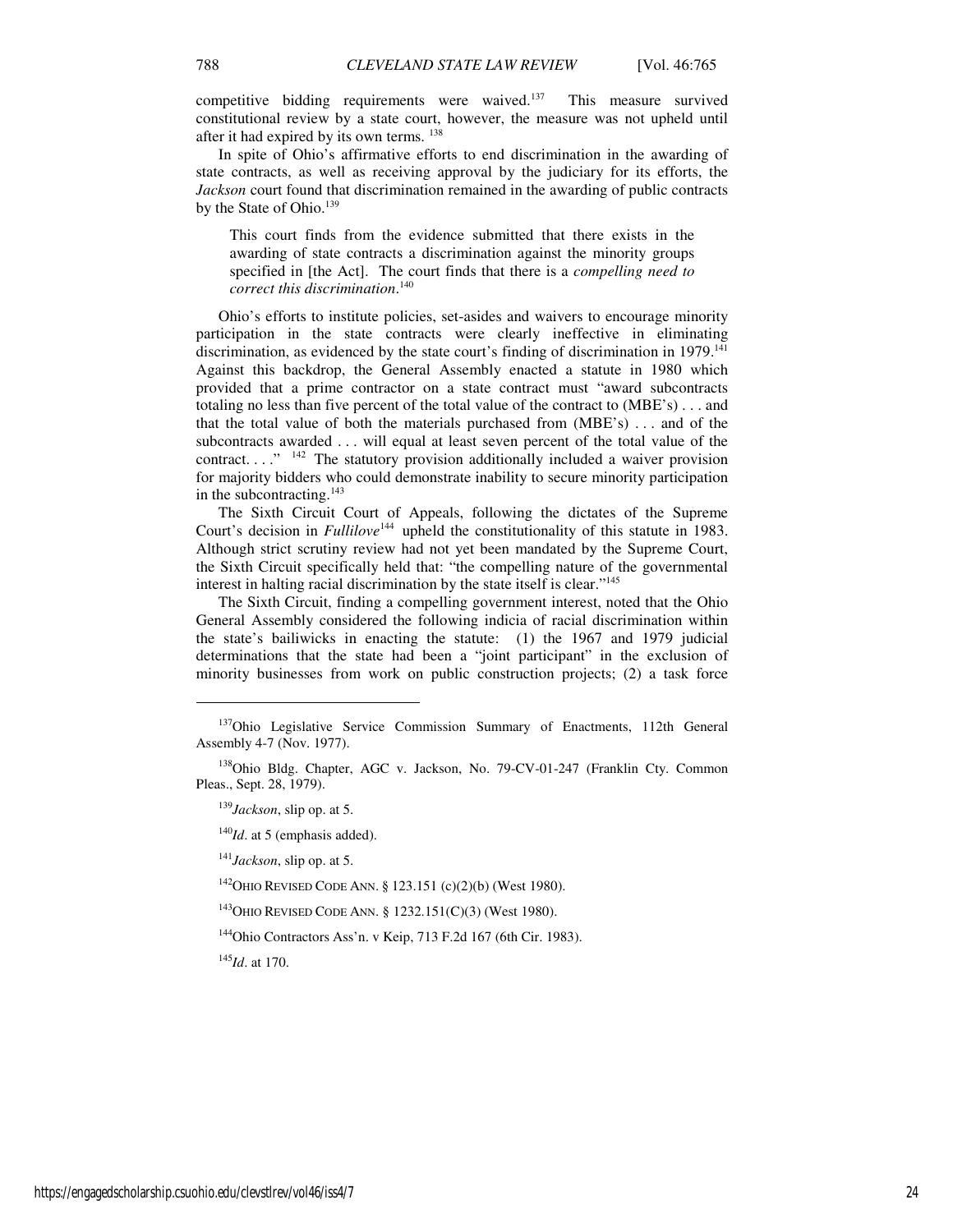competitive bidding requirements were waived.[137] This measure survived constitutional review by a state court, however, the measure was not upheld until after it had expired by its own terms. [138]

In spite of Ohio's affirmative efforts to end discrimination in the awarding of state contracts, as well as receiving approval by the judiciary for its efforts, the *Jackson* court found that discrimination remained in the awarding of public contracts by the State of Ohio.[139]

> This court finds from the evidence submitted that there exists in the awarding of state contracts a discrimination against the minority groups specified in [the Act]. The court finds that there is a *compelling need to correct this discrimination*.[140]

Ohio's efforts to institute policies, set-asides and waivers to encourage minority participation in the state contracts were clearly ineffective in eliminating discrimination, as evidenced by the state court's finding of discrimination in 1979.[141] Against this backdrop, the General Assembly enacted a statute in 1980 which provided that a prime contractor on a state contract must "award subcontracts totaling no less than five percent of the total value of the contract to (MBE's) . . . and that the total value of both the materials purchased from (MBE's) . . . and of the subcontracts awarded . . . will equal at least seven percent of the total value of the contract. . . ." [142] The statutory provision additionally included a waiver provision for majority bidders who could demonstrate inability to secure minority participation in the subcontracting.[143]

The Sixth Circuit Court of Appeals, following the dictates of the Supreme Court's decision in *Fullilove*[144] upheld the constitutionality of this statute in 1983. Although strict scrutiny review had not yet been mandated by the Supreme Court, the Sixth Circuit specifically held that: "the compelling nature of the governmental interest in halting racial discrimination by the state itself is clear."[145]

The Sixth Circuit, finding a compelling government interest, noted that the Ohio General Assembly considered the following indicia of racial discrimination within the state's bailiwicks in enacting the statute: (1) the 1967 and 1979 judicial determinations that the state had been a "joint participant" in the exclusion of minority businesses from work on public construction projects; (2) a task force

---

[137]Ohio Legislative Service Commission Summary of Enactments, 112th General Assembly 4-7 (Nov. 1977).

[138]Ohio Bldg. Chapter, AGC v. Jackson, No. 79-CV-01-247 (Franklin Cty. Common Pleas., Sept. 28, 1979).

[139]*Jackson*, slip op. at 5.

[140]*Id*. at 5 (emphasis added).

[141]*Jackson*, slip op. at 5.

[142]OHIO REVISED CODE ANN. § 123.151 (c)(2)(b) (West 1980).

[143]OHIO REVISED CODE ANN. § 1232.151(C)(3) (West 1980).

[144]Ohio Contractors Ass'n. v Keip, 713 F.2d 167 (6th Cir. 1983).

[145]*Id*. at 170.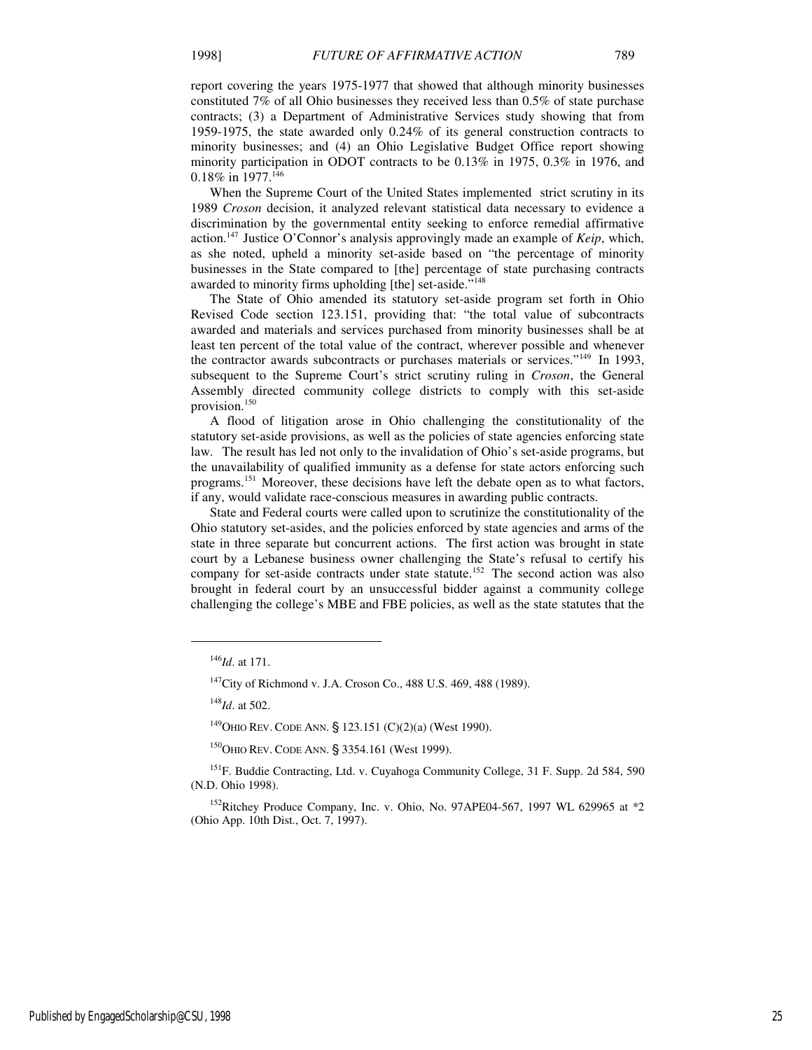report covering the years 1975-1977 that showed that although minority businesses constituted 7% of all Ohio businesses they received less than 0.5% of state purchase contracts; (3) a Department of Administrative Services study showing that from 1959-1975, the state awarded only 0.24% of its general construction contracts to minority businesses; and (4) an Ohio Legislative Budget Office report showing minority participation in ODOT contracts to be 0.13% in 1975, 0.3% in 1976, and 0.18% in 1977.[146]

When the Supreme Court of the United States implemented strict scrutiny in its 1989 *Croson* decision, it analyzed relevant statistical data necessary to evidence a discrimination by the governmental entity seeking to enforce remedial affirmative action.[147] Justice O'Connor's analysis approvingly made an example of *Keip*, which, as she noted, upheld a minority set-aside based on "the percentage of minority businesses in the State compared to [the] percentage of state purchasing contracts awarded to minority firms upholding [the] set-aside."[148]

The State of Ohio amended its statutory set-aside program set forth in Ohio Revised Code section 123.151, providing that: "the total value of subcontracts awarded and materials and services purchased from minority businesses shall be at least ten percent of the total value of the contract, wherever possible and whenever the contractor awards subcontracts or purchases materials or services."[149] In 1993, subsequent to the Supreme Court's strict scrutiny ruling in *Croson*, the General Assembly directed community college districts to comply with this set-aside provision.[150]

A flood of litigation arose in Ohio challenging the constitutionality of the statutory set-aside provisions, as well as the policies of state agencies enforcing state law. The result has led not only to the invalidation of Ohio's set-aside programs, but the unavailability of qualified immunity as a defense for state actors enforcing such programs.[151] Moreover, these decisions have left the debate open as to what factors, if any, would validate race-conscious measures in awarding public contracts.

State and Federal courts were called upon to scrutinize the constitutionality of the Ohio statutory set-asides, and the policies enforced by state agencies and arms of the state in three separate but concurrent actions. The first action was brought in state court by a Lebanese business owner challenging the State's refusal to certify his company for set-aside contracts under state statute.[152] The second action was also brought in federal court by an unsuccessful bidder against a community college challenging the college's MBE and FBE policies, as well as the state statutes that the

---

[146]*Id*. at 171.

[147]City of Richmond v. J.A. Croson Co., 488 U.S. 469, 488 (1989).

[148]*Id*. at 502.

[149]OHIO REV. CODE ANN. § 123.151 (C)(2)(a) (West 1990).

[150]OHIO REV. CODE ANN. § 3354.161 (West 1999).

[151]F. Buddie Contracting, Ltd. v. Cuyahoga Community College, 31 F. Supp. 2d 584, 590 (N.D. Ohio 1998).

[152]Ritchey Produce Company, Inc. v. Ohio, No. 97APE04-567, 1997 WL 629965 at *2 (Ohio App. 10th Dist., Oct. 7, 1997).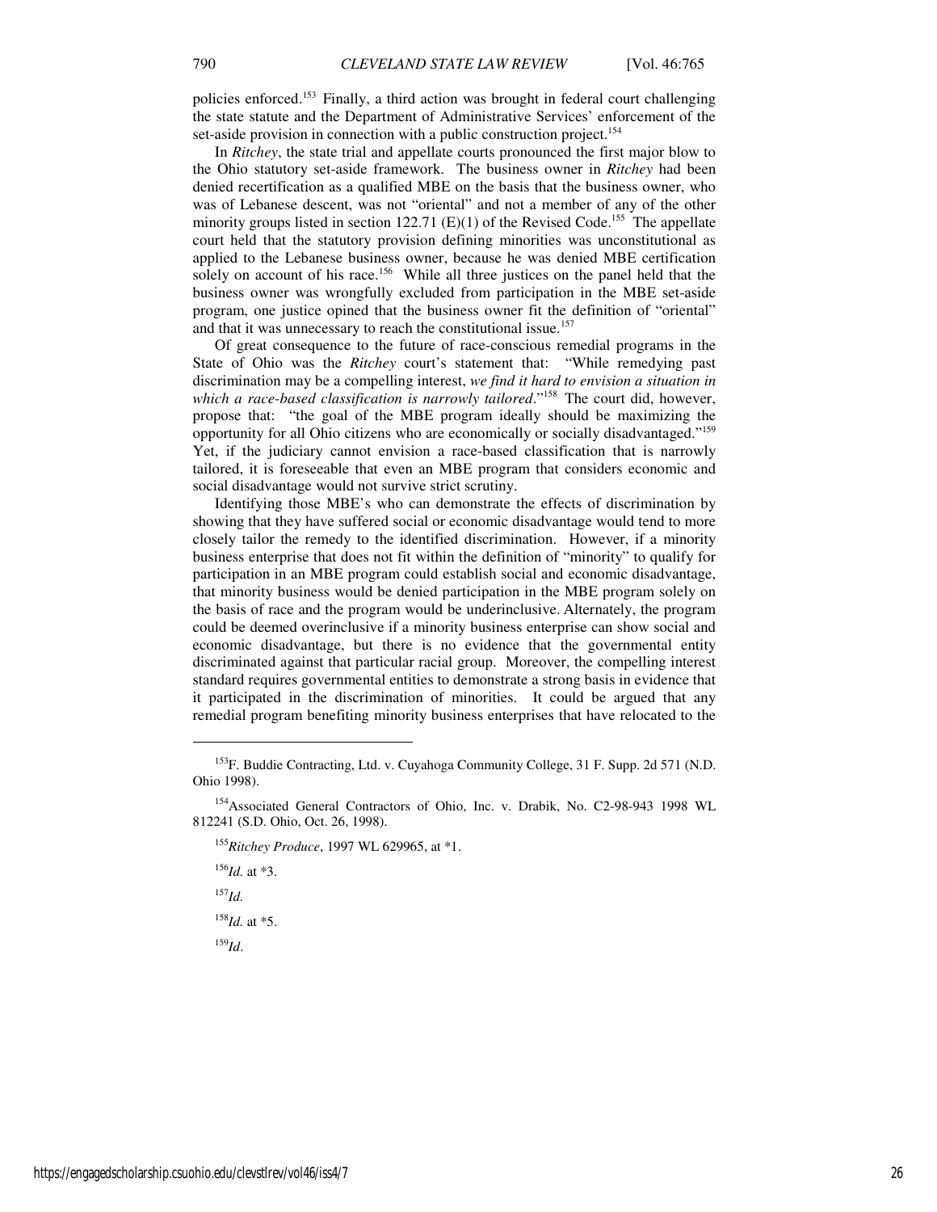policies enforced.[153] Finally, a third action was brought in federal court challenging the state statute and the Department of Administrative Services' enforcement of the set-aside provision in connection with a public construction project.[154]

In *Ritchey*, the state trial and appellate courts pronounced the first major blow to the Ohio statutory set-aside framework. The business owner in *Ritchey* had been denied recertification as a qualified MBE on the basis that the business owner, who was of Lebanese descent, was not "oriental" and not a member of any of the other minority groups listed in section 122.71 (E)(1) of the Revised Code.[155] The appellate court held that the statutory provision defining minorities was unconstitutional as applied to the Lebanese business owner, because he was denied MBE certification solely on account of his race.[156] While all three justices on the panel held that the business owner was wrongfully excluded from participation in the MBE set-aside program, one justice opined that the business owner fit the definition of "oriental" and that it was unnecessary to reach the constitutional issue.[157]

Of great consequence to the future of race-conscious remedial programs in the State of Ohio was the *Ritchey* court's statement that: "While remedying past discrimination may be a compelling interest, *we find it hard to envision a situation in which a race-based classification is narrowly tailored*."[158] The court did, however, propose that: "the goal of the MBE program ideally should be maximizing the opportunity for all Ohio citizens who are economically or socially disadvantaged."[159] Yet, if the judiciary cannot envision a race-based classification that is narrowly tailored, it is foreseeable that even an MBE program that considers economic and social disadvantage would not survive strict scrutiny.

Identifying those MBE's who can demonstrate the effects of discrimination by showing that they have suffered social or economic disadvantage would tend to more closely tailor the remedy to the identified discrimination. However, if a minority business enterprise that does not fit within the definition of "minority" to qualify for participation in an MBE program could establish social and economic disadvantage, that minority business would be denied participation in the MBE program solely on the basis of race and the program would be underinclusive. Alternately, the program could be deemed overinclusive if a minority business enterprise can show social and economic disadvantage, but there is no evidence that the governmental entity discriminated against that particular racial group. Moreover, the compelling interest standard requires governmental entities to demonstrate a strong basis in evidence that it participated in the discrimination of minorities. It could be argued that any remedial program benefiting minority business enterprises that have relocated to the

---

[153] F. Buddie Contracting, Ltd. v. Cuyahoga Community College, 31 F. Supp. 2d 571 (N.D. Ohio 1998).

[154] Associated General Contractors of Ohio, Inc. v. Drabik, No. C2-98-943 1998 WL 812241 (S.D. Ohio, Oct. 26, 1998).

[155] *Ritchey Produce*, 1997 WL 629965, at *1.

[156] *Id.* at *3.

[157] *Id.*

[158] *Id.* at *5.

[159] *Id*.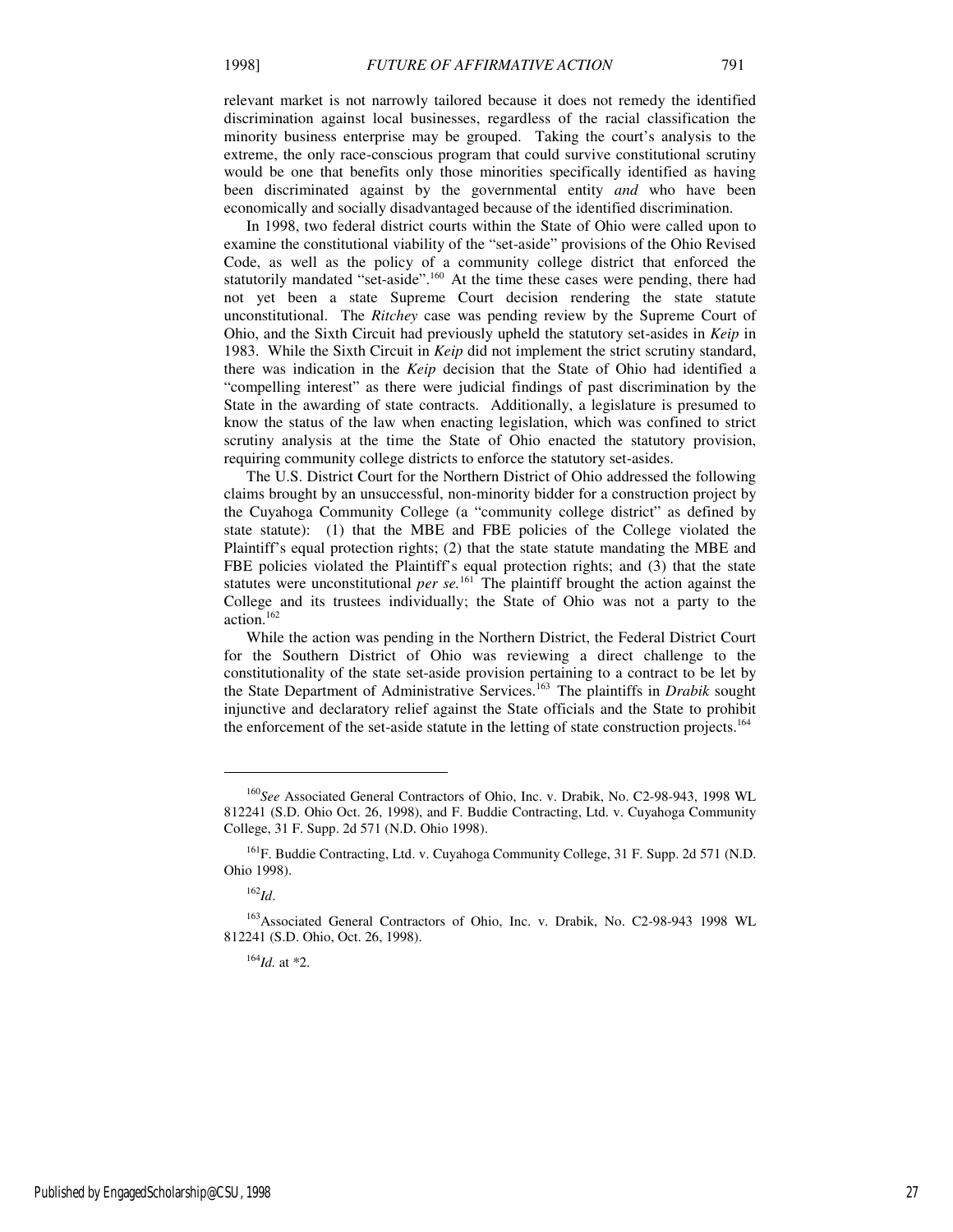relevant market is not narrowly tailored because it does not remedy the identified discrimination against local businesses, regardless of the racial classification the minority business enterprise may be grouped. Taking the court's analysis to the extreme, the only race-conscious program that could survive constitutional scrutiny would be one that benefits only those minorities specifically identified as having been discriminated against by the governmental entity *and* who have been economically and socially disadvantaged because of the identified discrimination.

In 1998, two federal district courts within the State of Ohio were called upon to examine the constitutional viability of the "set-aside" provisions of the Ohio Revised Code, as well as the policy of a community college district that enforced the statutorily mandated "set-aside".[160] At the time these cases were pending, there had not yet been a state Supreme Court decision rendering the state statute unconstitutional. The *Ritchey* case was pending review by the Supreme Court of Ohio, and the Sixth Circuit had previously upheld the statutory set-asides in *Keip* in 1983. While the Sixth Circuit in *Keip* did not implement the strict scrutiny standard, there was indication in the *Keip* decision that the State of Ohio had identified a "compelling interest" as there were judicial findings of past discrimination by the State in the awarding of state contracts. Additionally, a legislature is presumed to know the status of the law when enacting legislation, which was confined to strict scrutiny analysis at the time the State of Ohio enacted the statutory provision, requiring community college districts to enforce the statutory set-asides.

The U.S. District Court for the Northern District of Ohio addressed the following claims brought by an unsuccessful, non-minority bidder for a construction project by the Cuyahoga Community College (a "community college district" as defined by state statute): (1) that the MBE and FBE policies of the College violated the Plaintiff's equal protection rights; (2) that the state statute mandating the MBE and FBE policies violated the Plaintiff's equal protection rights; and (3) that the state statutes were unconstitutional *per se.*[161] The plaintiff brought the action against the College and its trustees individually; the State of Ohio was not a party to the action.[162]

While the action was pending in the Northern District, the Federal District Court for the Southern District of Ohio was reviewing a direct challenge to the constitutionality of the state set-aside provision pertaining to a contract to be let by the State Department of Administrative Services.[163] The plaintiffs in *Drabik* sought injunctive and declaratory relief against the State officials and the State to prohibit the enforcement of the set-aside statute in the letting of state construction projects.[164]

---

[160] *See* Associated General Contractors of Ohio, Inc. v. Drabik, No. C2-98-943, 1998 WL 812241 (S.D. Ohio Oct. 26, 1998), and F. Buddie Contracting, Ltd. v. Cuyahoga Community College, 31 F. Supp. 2d 571 (N.D. Ohio 1998).

[161] F. Buddie Contracting, Ltd. v. Cuyahoga Community College, 31 F. Supp. 2d 571 (N.D. Ohio 1998).

[162] *Id*.

[163] Associated General Contractors of Ohio, Inc. v. Drabik, No. C2-98-943 1998 WL 812241 (S.D. Ohio, Oct. 26, 1998).

[164] *Id.* at *2.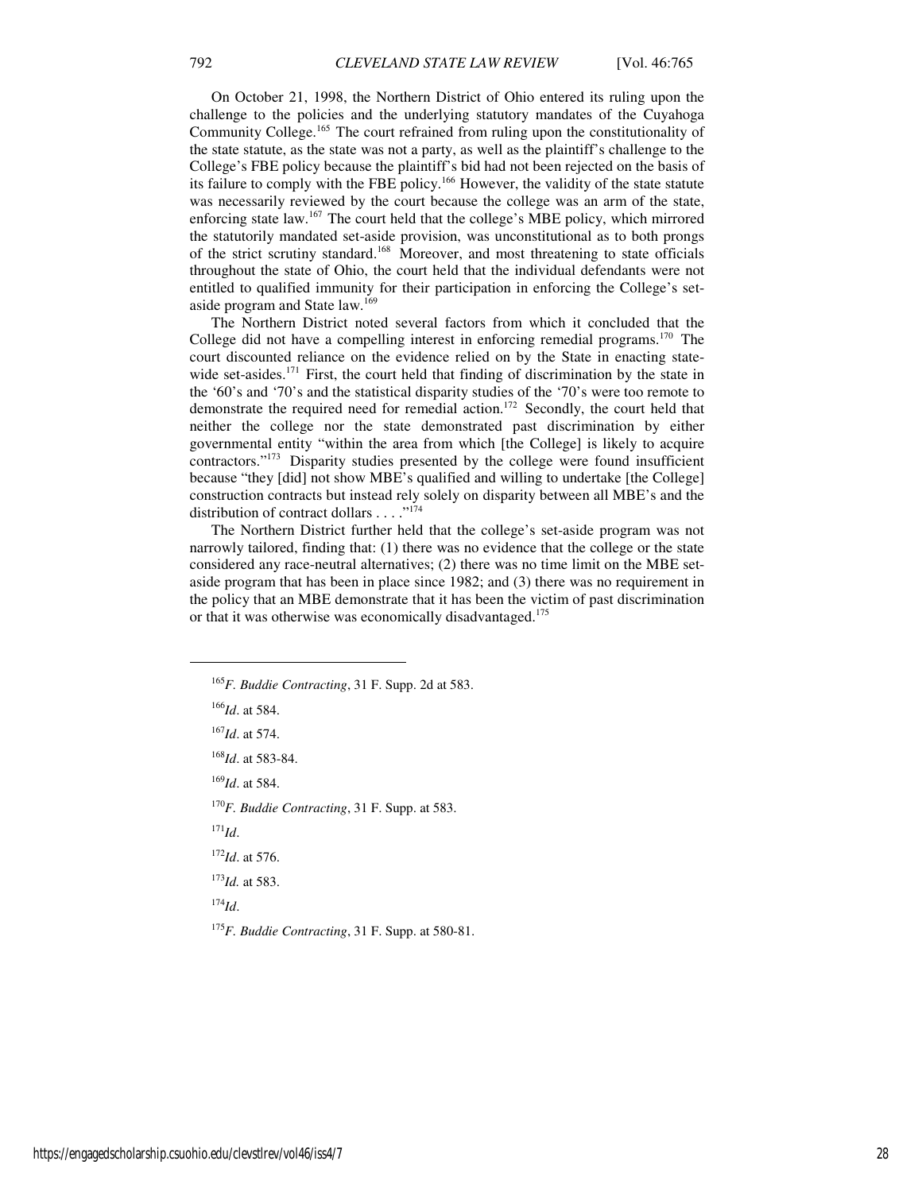On October 21, 1998, the Northern District of Ohio entered its ruling upon the challenge to the policies and the underlying statutory mandates of the Cuyahoga Community College.[165] The court refrained from ruling upon the constitutionality of the state statute, as the state was not a party, as well as the plaintiff's challenge to the College's FBE policy because the plaintiff's bid had not been rejected on the basis of its failure to comply with the FBE policy.[166] However, the validity of the state statute was necessarily reviewed by the court because the college was an arm of the state, enforcing state law.[167] The court held that the college's MBE policy, which mirrored the statutorily mandated set-aside provision, was unconstitutional as to both prongs of the strict scrutiny standard.[168] Moreover, and most threatening to state officials throughout the state of Ohio, the court held that the individual defendants were not entitled to qualified immunity for their participation in enforcing the College's set-aside program and State law.[169]

The Northern District noted several factors from which it concluded that the College did not have a compelling interest in enforcing remedial programs.[170] The court discounted reliance on the evidence relied on by the State in enacting state-wide set-asides.[171] First, the court held that finding of discrimination by the state in the '60's and '70's and the statistical disparity studies of the '70's were too remote to demonstrate the required need for remedial action.[172] Secondly, the court held that neither the college nor the state demonstrated past discrimination by either governmental entity "within the area from which [the College] is likely to acquire contractors."[173] Disparity studies presented by the college were found insufficient because "they [did] not show MBE's qualified and willing to undertake [the College] construction contracts but instead rely solely on disparity between all MBE's and the distribution of contract dollars . . . ."[174]

The Northern District further held that the college's set-aside program was not narrowly tailored, finding that: (1) there was no evidence that the college or the state considered any race-neutral alternatives; (2) there was no time limit on the MBE set-aside program that has been in place since 1982; and (3) there was no requirement in the policy that an MBE demonstrate that it has been the victim of past discrimination or that it was otherwise was economically disadvantaged.[175]

---

[165] *F. Buddie Contracting*, 31 F. Supp. 2d at 583.

[166] *Id*. at 584.

[167] *Id*. at 574.

[168] *Id*. at 583-84.

[169] *Id*. at 584.

[170] *F. Buddie Contracting*, 31 F. Supp. at 583.

[171] *Id*.

[172] *Id*. at 576.

[173] *Id.* at 583.

[174] *Id*.

[175] *F. Buddie Contracting*, 31 F. Supp. at 580-81.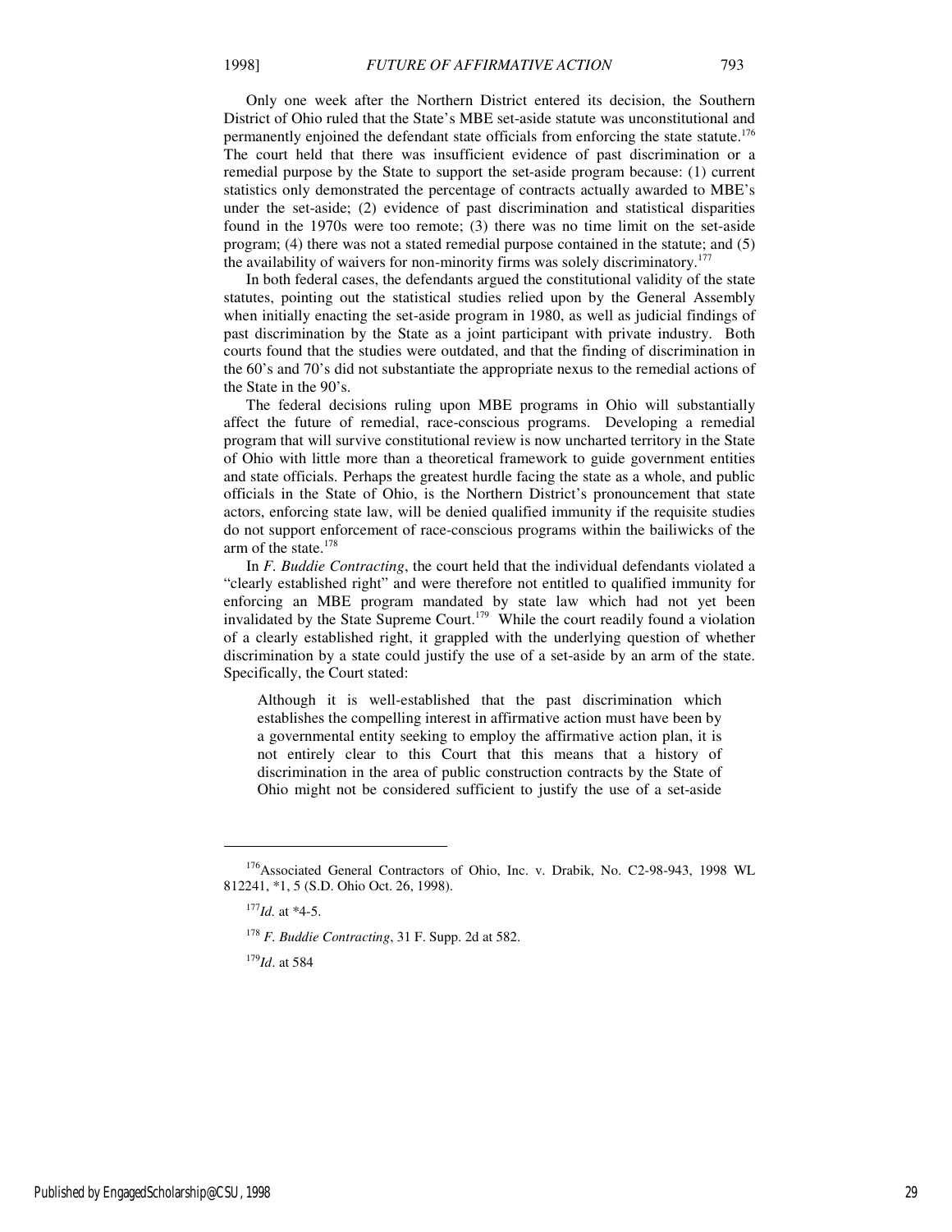Only one week after the Northern District entered its decision, the Southern District of Ohio ruled that the State's MBE set-aside statute was unconstitutional and permanently enjoined the defendant state officials from enforcing the state statute.[176] The court held that there was insufficient evidence of past discrimination or a remedial purpose by the State to support the set-aside program because: (1) current statistics only demonstrated the percentage of contracts actually awarded to MBE's under the set-aside; (2) evidence of past discrimination and statistical disparities found in the 1970s were too remote; (3) there was no time limit on the set-aside program; (4) there was not a stated remedial purpose contained in the statute; and (5) the availability of waivers for non-minority firms was solely discriminatory.[177]

In both federal cases, the defendants argued the constitutional validity of the state statutes, pointing out the statistical studies relied upon by the General Assembly when initially enacting the set-aside program in 1980, as well as judicial findings of past discrimination by the State as a joint participant with private industry. Both courts found that the studies were outdated, and that the finding of discrimination in the 60's and 70's did not substantiate the appropriate nexus to the remedial actions of the State in the 90's.

The federal decisions ruling upon MBE programs in Ohio will substantially affect the future of remedial, race-conscious programs. Developing a remedial program that will survive constitutional review is now uncharted territory in the State of Ohio with little more than a theoretical framework to guide government entities and state officials. Perhaps the greatest hurdle facing the state as a whole, and public officials in the State of Ohio, is the Northern District's pronouncement that state actors, enforcing state law, will be denied qualified immunity if the requisite studies do not support enforcement of race-conscious programs within the bailiwicks of the arm of the state.[178]

In *F. Buddie Contracting*, the court held that the individual defendants violated a "clearly established right" and were therefore not entitled to qualified immunity for enforcing an MBE program mandated by state law which had not yet been invalidated by the State Supreme Court.[179] While the court readily found a violation of a clearly established right, it grappled with the underlying question of whether discrimination by a state could justify the use of a set-aside by an arm of the state. Specifically, the Court stated:

> Although it is well-established that the past discrimination which establishes the compelling interest in affirmative action must have been by a governmental entity seeking to employ the affirmative action plan, it is not entirely clear to this Court that this means that a history of discrimination in the area of public construction contracts by the State of Ohio might not be considered sufficient to justify the use of a set-aside

---

[176] Associated General Contractors of Ohio, Inc. v. Drabik, No. C2-98-943, 1998 WL 812241, *1, 5 (S.D. Ohio Oct. 26, 1998).

[177] *Id.* at *4-5.

[178] *F. Buddie Contracting*, 31 F. Supp. 2d at 582.

[179] *Id*. at 584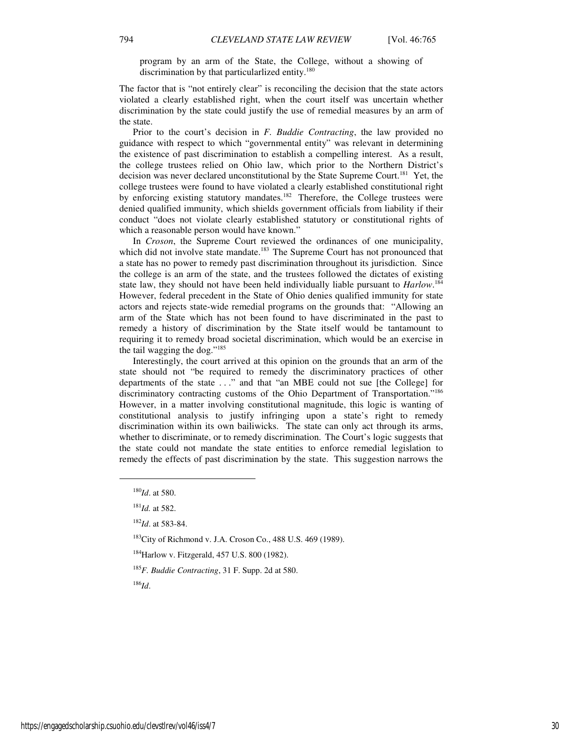program by an arm of the State, the College, without a showing of discrimination by that particularlized entity.[180]

The factor that is "not entirely clear" is reconciling the decision that the state actors violated a clearly established right, when the court itself was uncertain whether discrimination by the state could justify the use of remedial measures by an arm of the state.

Prior to the court's decision in *F. Buddie Contracting*, the law provided no guidance with respect to which "governmental entity" was relevant in determining the existence of past discrimination to establish a compelling interest. As a result, the college trustees relied on Ohio law, which prior to the Northern District's decision was never declared unconstitutional by the State Supreme Court.[181] Yet, the college trustees were found to have violated a clearly established constitutional right by enforcing existing statutory mandates.[182] Therefore, the College trustees were denied qualified immunity, which shields government officials from liability if their conduct "does not violate clearly established statutory or constitutional rights of which a reasonable person would have known."

In *Croson*, the Supreme Court reviewed the ordinances of one municipality, which did not involve state mandate.[183] The Supreme Court has not pronounced that a state has no power to remedy past discrimination throughout its jurisdiction. Since the college is an arm of the state, and the trustees followed the dictates of existing state law, they should not have been held individually liable pursuant to *Harlow*.[184] However, federal precedent in the State of Ohio denies qualified immunity for state actors and rejects state-wide remedial programs on the grounds that: "Allowing an arm of the State which has not been found to have discriminated in the past to remedy a history of discrimination by the State itself would be tantamount to requiring it to remedy broad societal discrimination, which would be an exercise in the tail wagging the dog."[185]

Interestingly, the court arrived at this opinion on the grounds that an arm of the state should not "be required to remedy the discriminatory practices of other departments of the state . . ." and that "an MBE could not sue [the College] for discriminatory contracting customs of the Ohio Department of Transportation."[186] However, in a matter involving constitutional magnitude, this logic is wanting of constitutional analysis to justify infringing upon a state's right to remedy discrimination within its own bailiwicks. The state can only act through its arms, whether to discriminate, or to remedy discrimination. The Court's logic suggests that the state could not mandate the state entities to enforce remedial legislation to remedy the effects of past discrimination by the state. This suggestion narrows the

---

[180] *Id*. at 580.

[181] *Id.* at 582.

[182] *Id*. at 583-84.

[183] City of Richmond v. J.A. Croson Co., 488 U.S. 469 (1989).

[184] Harlow v. Fitzgerald, 457 U.S. 800 (1982).

[185] *F. Buddie Contracting*, 31 F. Supp. 2d at 580.

[186] *Id*.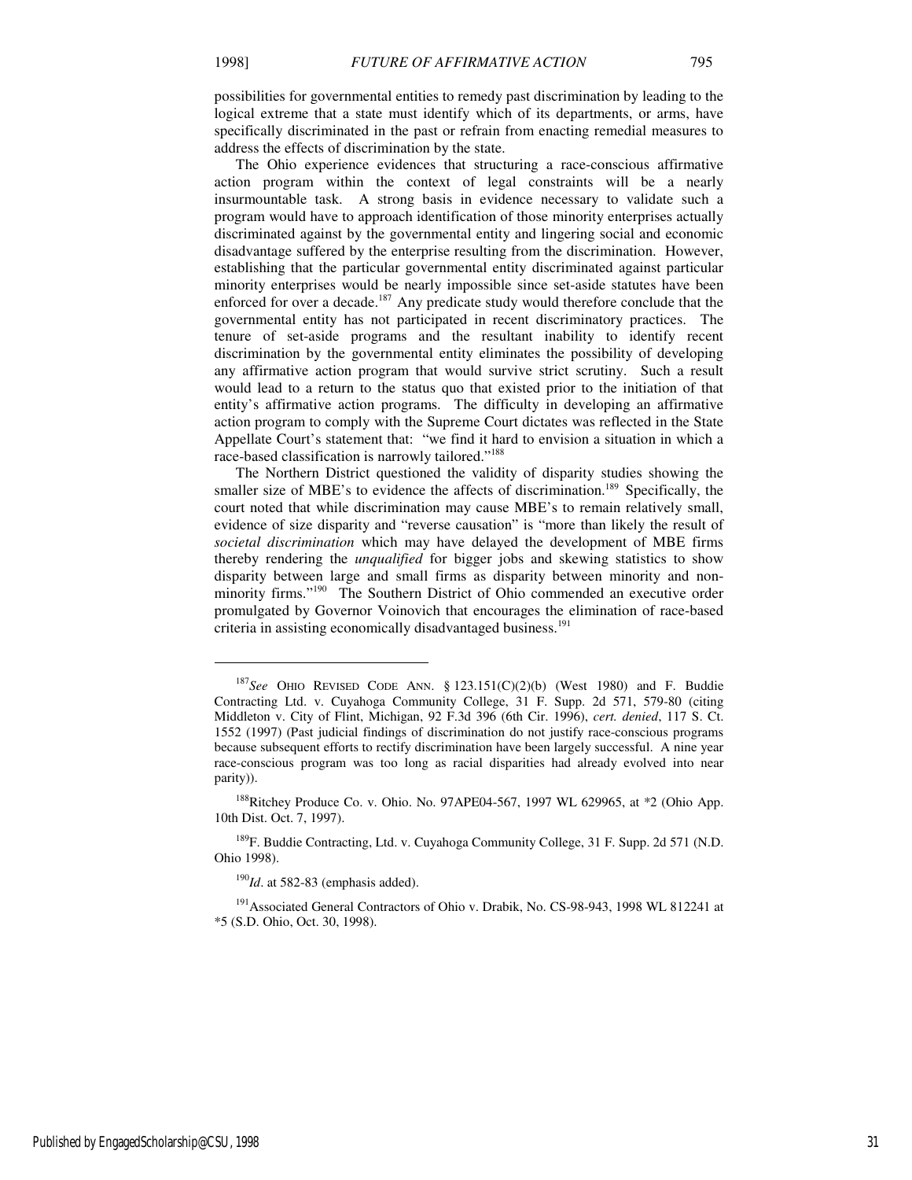possibilities for governmental entities to remedy past discrimination by leading to the logical extreme that a state must identify which of its departments, or arms, have specifically discriminated in the past or refrain from enacting remedial measures to address the effects of discrimination by the state.

The Ohio experience evidences that structuring a race-conscious affirmative action program within the context of legal constraints will be a nearly insurmountable task. A strong basis in evidence necessary to validate such a program would have to approach identification of those minority enterprises actually discriminated against by the governmental entity and lingering social and economic disadvantage suffered by the enterprise resulting from the discrimination. However, establishing that the particular governmental entity discriminated against particular minority enterprises would be nearly impossible since set-aside statutes have been enforced for over a decade.[187] Any predicate study would therefore conclude that the governmental entity has not participated in recent discriminatory practices. The tenure of set-aside programs and the resultant inability to identify recent discrimination by the governmental entity eliminates the possibility of developing any affirmative action program that would survive strict scrutiny. Such a result would lead to a return to the status quo that existed prior to the initiation of that entity's affirmative action programs. The difficulty in developing an affirmative action program to comply with the Supreme Court dictates was reflected in the State Appellate Court's statement that: "we find it hard to envision a situation in which a race-based classification is narrowly tailored."[188]

The Northern District questioned the validity of disparity studies showing the smaller size of MBE's to evidence the affects of discrimination.[189] Specifically, the court noted that while discrimination may cause MBE's to remain relatively small, evidence of size disparity and "reverse causation" is "more than likely the result of *societal discrimination* which may have delayed the development of MBE firms thereby rendering the *unqualified* for bigger jobs and skewing statistics to show disparity between large and small firms as disparity between minority and non-minority firms."[190] The Southern District of Ohio commended an executive order promulgated by Governor Voinovich that encourages the elimination of race-based criteria in assisting economically disadvantaged business.[191]

---

[187]*See* OHIO REVISED CODE ANN. § 123.151(C)(2)(b) (West 1980) and F. Buddie Contracting Ltd. v. Cuyahoga Community College, 31 F. Supp. 2d 571, 579-80 (citing Middleton v. City of Flint, Michigan, 92 F.3d 396 (6th Cir. 1996), *cert. denied*, 117 S. Ct. 1552 (1997) (Past judicial findings of discrimination do not justify race-conscious programs because subsequent efforts to rectify discrimination have been largely successful. A nine year race-conscious program was too long as racial disparities had already evolved into near parity)).

[188]Ritchey Produce Co. v. Ohio. No. 97APE04-567, 1997 WL 629965, at *2 (Ohio App. 10th Dist. Oct. 7, 1997).

[189]F. Buddie Contracting, Ltd. v. Cuyahoga Community College, 31 F. Supp. 2d 571 (N.D. Ohio 1998).

[190]*Id*. at 582-83 (emphasis added).

[191]Associated General Contractors of Ohio v. Drabik, No. CS-98-943, 1998 WL 812241 at *5 (S.D. Ohio, Oct. 30, 1998).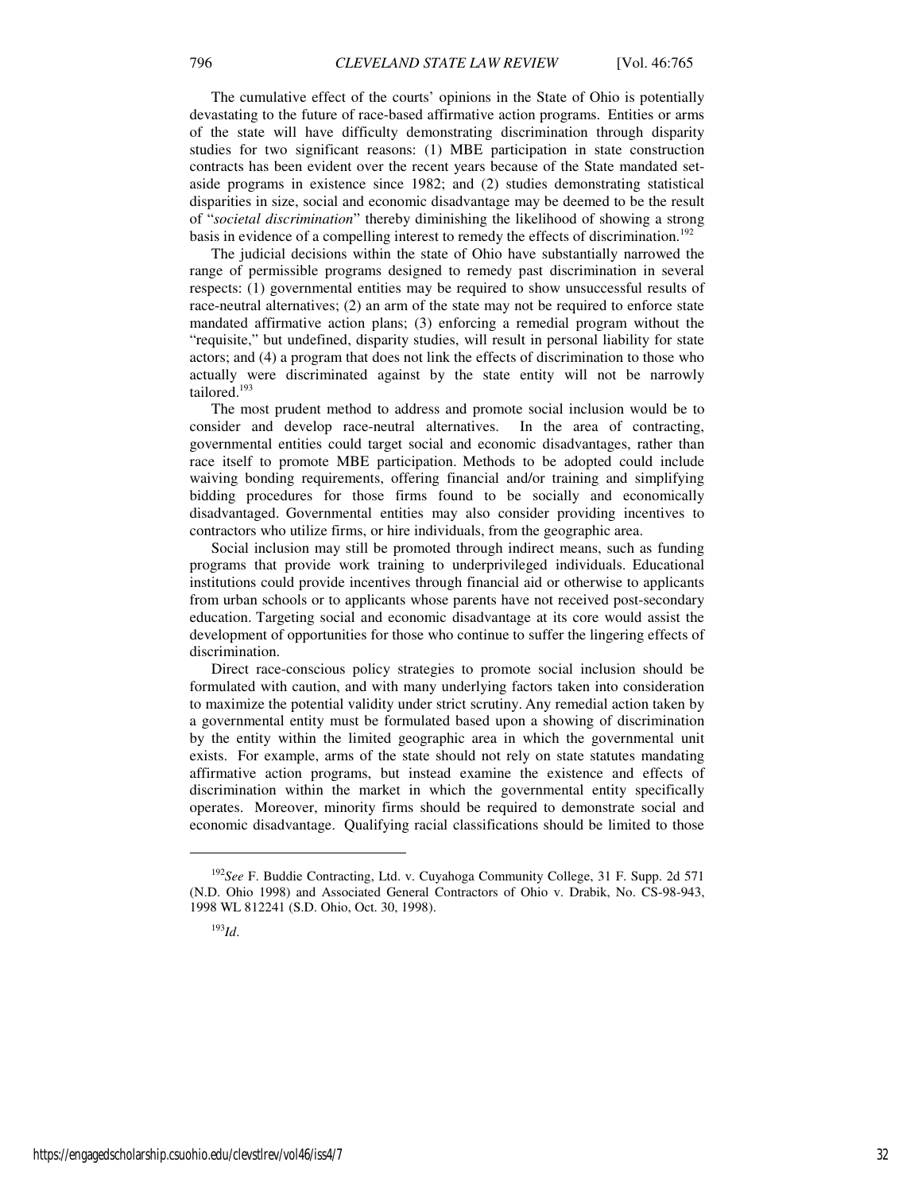The cumulative effect of the courts' opinions in the State of Ohio is potentially devastating to the future of race-based affirmative action programs. Entities or arms of the state will have difficulty demonstrating discrimination through disparity studies for two significant reasons: (1) MBE participation in state construction contracts has been evident over the recent years because of the State mandated set-aside programs in existence since 1982; and (2) studies demonstrating statistical disparities in size, social and economic disadvantage may be deemed to be the result of "*societal discrimination*" thereby diminishing the likelihood of showing a strong basis in evidence of a compelling interest to remedy the effects of discrimination.[192]

The judicial decisions within the state of Ohio have substantially narrowed the range of permissible programs designed to remedy past discrimination in several respects: (1) governmental entities may be required to show unsuccessful results of race-neutral alternatives; (2) an arm of the state may not be required to enforce state mandated affirmative action plans; (3) enforcing a remedial program without the "requisite," but undefined, disparity studies, will result in personal liability for state actors; and (4) a program that does not link the effects of discrimination to those who actually were discriminated against by the state entity will not be narrowly tailored.[193]

The most prudent method to address and promote social inclusion would be to consider and develop race-neutral alternatives. In the area of contracting, governmental entities could target social and economic disadvantages, rather than race itself to promote MBE participation. Methods to be adopted could include waiving bonding requirements, offering financial and/or training and simplifying bidding procedures for those firms found to be socially and economically disadvantaged. Governmental entities may also consider providing incentives to contractors who utilize firms, or hire individuals, from the geographic area.

Social inclusion may still be promoted through indirect means, such as funding programs that provide work training to underprivileged individuals. Educational institutions could provide incentives through financial aid or otherwise to applicants from urban schools or to applicants whose parents have not received post-secondary education. Targeting social and economic disadvantage at its core would assist the development of opportunities for those who continue to suffer the lingering effects of discrimination.

Direct race-conscious policy strategies to promote social inclusion should be formulated with caution, and with many underlying factors taken into consideration to maximize the potential validity under strict scrutiny. Any remedial action taken by a governmental entity must be formulated based upon a showing of discrimination by the entity within the limited geographic area in which the governmental unit exists. For example, arms of the state should not rely on state statutes mandating affirmative action programs, but instead examine the existence and effects of discrimination within the market in which the governmental entity specifically operates. Moreover, minority firms should be required to demonstrate social and economic disadvantage. Qualifying racial classifications should be limited to those

---

[192]*See* F. Buddie Contracting, Ltd. v. Cuyahoga Community College, 31 F. Supp. 2d 571 (N.D. Ohio 1998) and Associated General Contractors of Ohio v. Drabik, No. CS-98-943, 1998 WL 812241 (S.D. Ohio, Oct. 30, 1998).

[193]*Id*.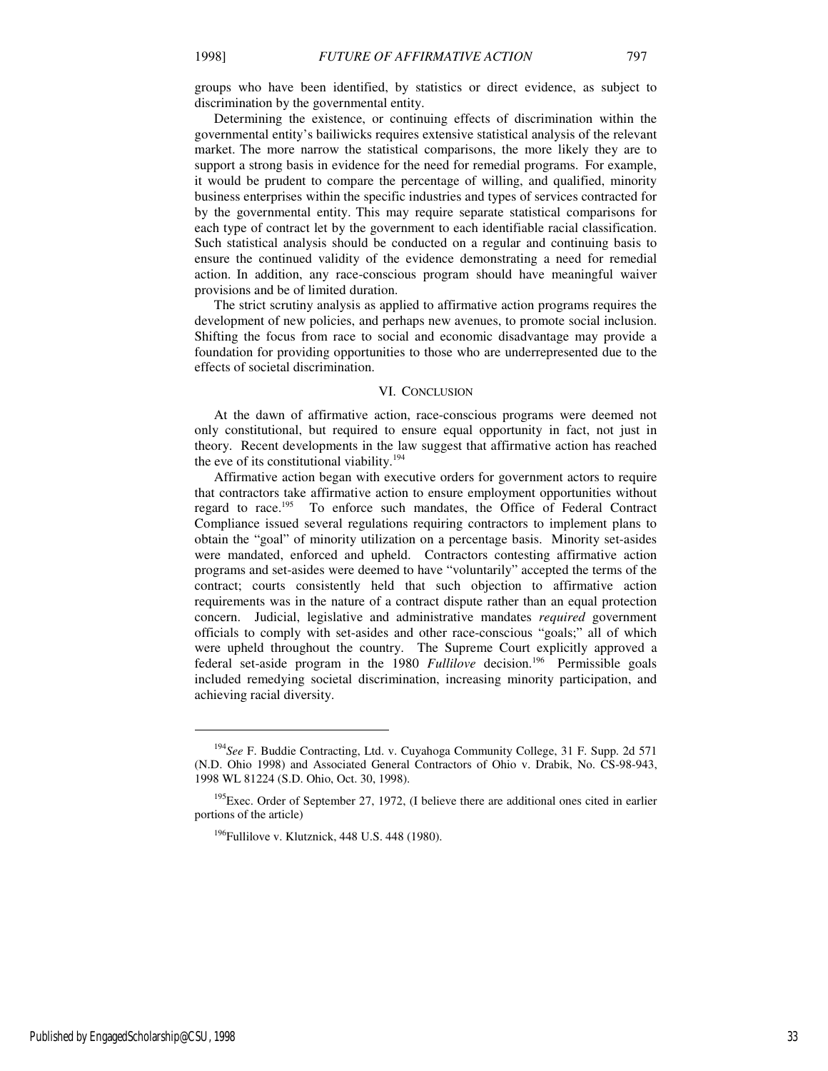groups who have been identified, by statistics or direct evidence, as subject to discrimination by the governmental entity.

Determining the existence, or continuing effects of discrimination within the governmental entity's bailiwicks requires extensive statistical analysis of the relevant market. The more narrow the statistical comparisons, the more likely they are to support a strong basis in evidence for the need for remedial programs. For example, it would be prudent to compare the percentage of willing, and qualified, minority business enterprises within the specific industries and types of services contracted for by the governmental entity. This may require separate statistical comparisons for each type of contract let by the government to each identifiable racial classification. Such statistical analysis should be conducted on a regular and continuing basis to ensure the continued validity of the evidence demonstrating a need for remedial action. In addition, any race-conscious program should have meaningful waiver provisions and be of limited duration.

The strict scrutiny analysis as applied to affirmative action programs requires the development of new policies, and perhaps new avenues, to promote social inclusion. Shifting the focus from race to social and economic disadvantage may provide a foundation for providing opportunities to those who are underrepresented due to the effects of societal discrimination.

## VI. CONCLUSION

At the dawn of affirmative action, race-conscious programs were deemed not only constitutional, but required to ensure equal opportunity in fact, not just in theory. Recent developments in the law suggest that affirmative action has reached the eve of its constitutional viability.[194]

Affirmative action began with executive orders for government actors to require that contractors take affirmative action to ensure employment opportunities without regard to race.[195] To enforce such mandates, the Office of Federal Contract Compliance issued several regulations requiring contractors to implement plans to obtain the "goal" of minority utilization on a percentage basis. Minority set-asides were mandated, enforced and upheld. Contractors contesting affirmative action programs and set-asides were deemed to have "voluntarily" accepted the terms of the contract; courts consistently held that such objection to affirmative action requirements was in the nature of a contract dispute rather than an equal protection concern. Judicial, legislative and administrative mandates *required* government officials to comply with set-asides and other race-conscious "goals;" all of which were upheld throughout the country. The Supreme Court explicitly approved a federal set-aside program in the 1980 *Fullilove* decision.[196] Permissible goals included remedying societal discrimination, increasing minority participation, and achieving racial diversity.

---

[194] *See* F. Buddie Contracting, Ltd. v. Cuyahoga Community College, 31 F. Supp. 2d 571 (N.D. Ohio 1998) and Associated General Contractors of Ohio v. Drabik, No. CS-98-943, 1998 WL 81224 (S.D. Ohio, Oct. 30, 1998).

[195] Exec. Order of September 27, 1972, (I believe there are additional ones cited in earlier portions of the article)

[196] Fullilove v. Klutznick, 448 U.S. 448 (1980).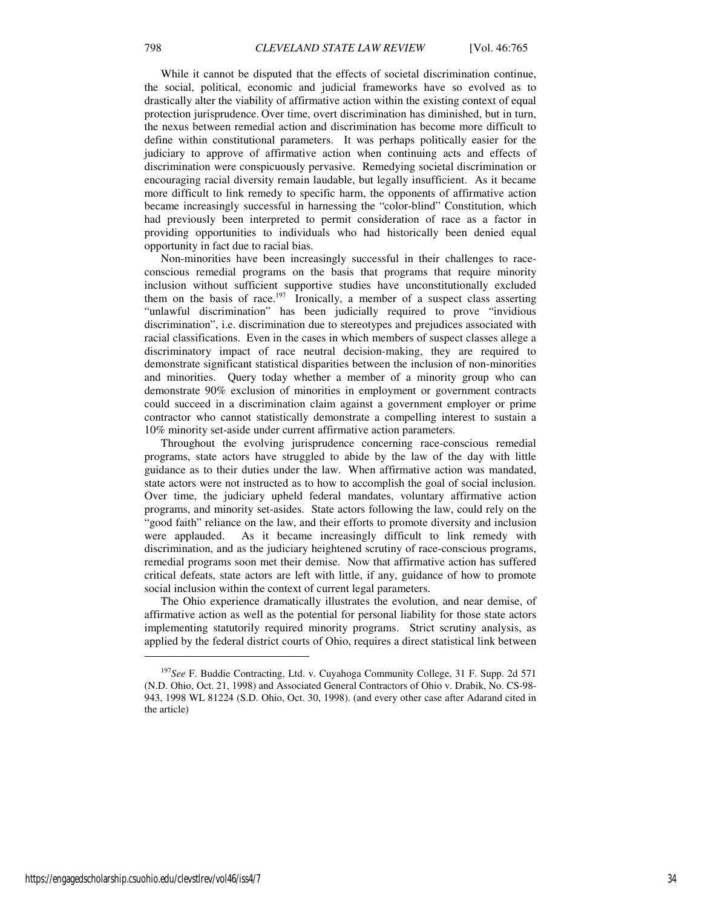While it cannot be disputed that the effects of societal discrimination continue, the social, political, economic and judicial frameworks have so evolved as to drastically alter the viability of affirmative action within the existing context of equal protection jurisprudence. Over time, overt discrimination has diminished, but in turn, the nexus between remedial action and discrimination has become more difficult to define within constitutional parameters. It was perhaps politically easier for the judiciary to approve of affirmative action when continuing acts and effects of discrimination were conspicuously pervasive. Remedying societal discrimination or encouraging racial diversity remain laudable, but legally insufficient. As it became more difficult to link remedy to specific harm, the opponents of affirmative action became increasingly successful in harnessing the "color-blind" Constitution, which had previously been interpreted to permit consideration of race as a factor in providing opportunities to individuals who had historically been denied equal opportunity in fact due to racial bias.

Non-minorities have been increasingly successful in their challenges to race-conscious remedial programs on the basis that programs that require minority inclusion without sufficient supportive studies have unconstitutionally excluded them on the basis of race.[197] Ironically, a member of a suspect class asserting "unlawful discrimination" has been judicially required to prove "invidious discrimination", i.e. discrimination due to stereotypes and prejudices associated with racial classifications. Even in the cases in which members of suspect classes allege a discriminatory impact of race neutral decision-making, they are required to demonstrate significant statistical disparities between the inclusion of non-minorities and minorities. Query today whether a member of a minority group who can demonstrate 90% exclusion of minorities in employment or government contracts could succeed in a discrimination claim against a government employer or prime contractor who cannot statistically demonstrate a compelling interest to sustain a 10% minority set-aside under current affirmative action parameters.

Throughout the evolving jurisprudence concerning race-conscious remedial programs, state actors have struggled to abide by the law of the day with little guidance as to their duties under the law. When affirmative action was mandated, state actors were not instructed as to how to accomplish the goal of social inclusion. Over time, the judiciary upheld federal mandates, voluntary affirmative action programs, and minority set-asides. State actors following the law, could rely on the "good faith" reliance on the law, and their efforts to promote diversity and inclusion were applauded. As it became increasingly difficult to link remedy with discrimination, and as the judiciary heightened scrutiny of race-conscious programs, remedial programs soon met their demise. Now that affirmative action has suffered critical defeats, state actors are left with little, if any, guidance of how to promote social inclusion within the context of current legal parameters.

The Ohio experience dramatically illustrates the evolution, and near demise, of affirmative action as well as the potential for personal liability for those state actors implementing statutorily required minority programs. Strict scrutiny analysis, as applied by the federal district courts of Ohio, requires a direct statistical link between

---

[197] *See* F. Buddie Contracting, Ltd. v. Cuyahoga Community College, 31 F. Supp. 2d 571 (N.D. Ohio, Oct. 21, 1998) and Associated General Contractors of Ohio v. Drabik, No. CS-98-943, 1998 WL 81224 (S.D. Ohio, Oct. 30, 1998). (and every other case after Adarand cited in the article)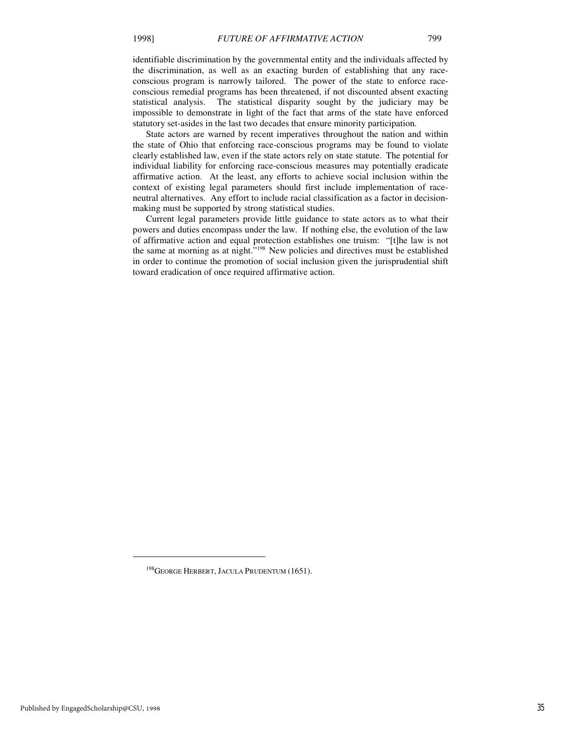identifiable discrimination by the governmental entity and the individuals affected by the discrimination, as well as an exacting burden of establishing that any race-conscious program is narrowly tailored. The power of the state to enforce race-conscious remedial programs has been threatened, if not discounted absent exacting statistical analysis. The statistical disparity sought by the judiciary may be impossible to demonstrate in light of the fact that arms of the state have enforced statutory set-asides in the last two decades that ensure minority participation.

State actors are warned by recent imperatives throughout the nation and within the state of Ohio that enforcing race-conscious programs may be found to violate clearly established law, even if the state actors rely on state statute. The potential for individual liability for enforcing race-conscious measures may potentially eradicate affirmative action. At the least, any efforts to achieve social inclusion within the context of existing legal parameters should first include implementation of race-neutral alternatives. Any effort to include racial classification as a factor in decision-making must be supported by strong statistical studies.

Current legal parameters provide little guidance to state actors as to what their powers and duties encompass under the law. If nothing else, the evolution of the law of affirmative action and equal protection establishes one truism: "[t]he law is not the same at morning as at night."[198] New policies and directives must be established in order to continue the promotion of social inclusion given the jurisprudential shift toward eradication of once required affirmative action.

---

[198] George Herbert, Jacula Prudentum (1651).